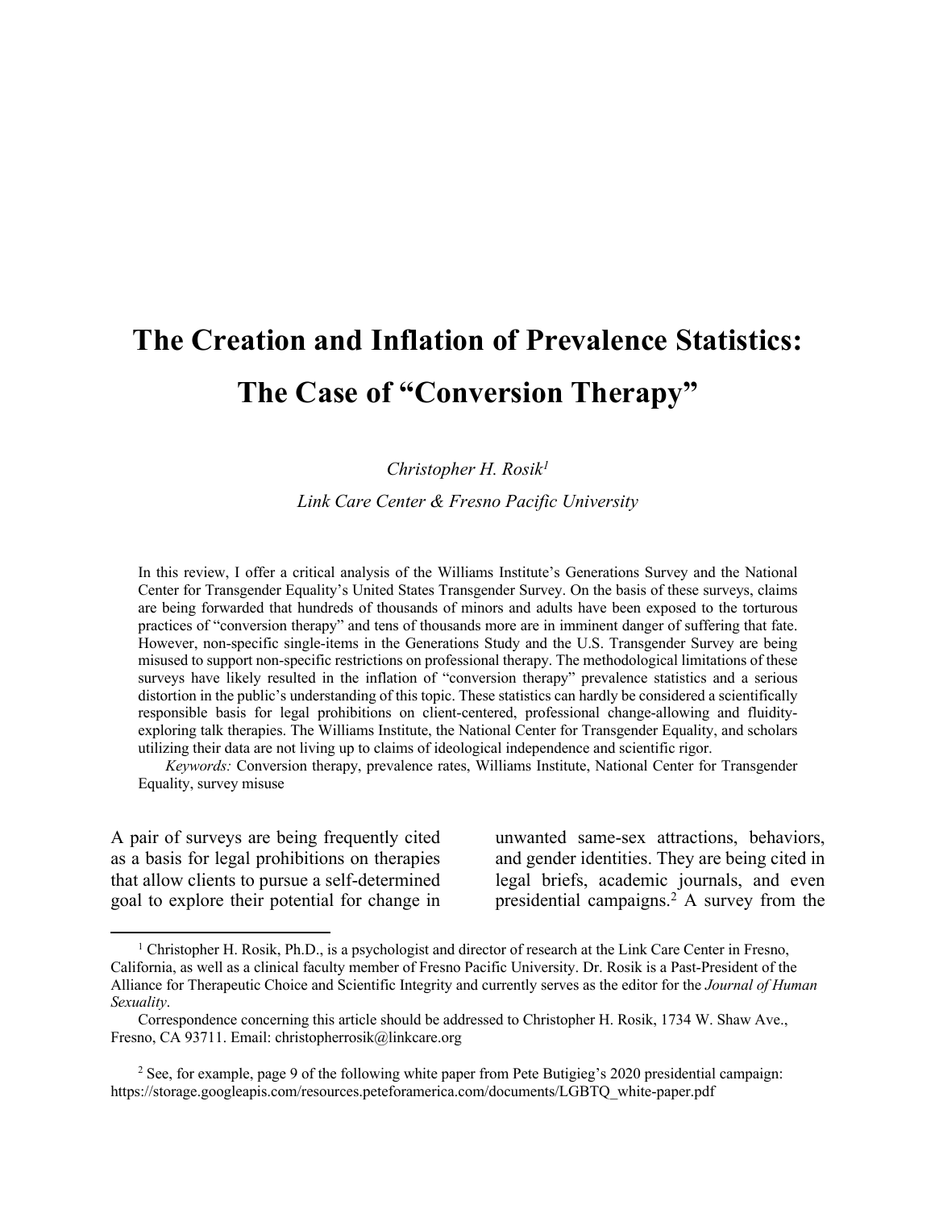# The Creation and Inflation of Prevalence Statistics: The Case of "Conversion Therapy"

*Christopher H. Rosik[1]*

*Link Care Center & Fresno Pacific University*

In this review, I offer a critical analysis of the Williams Institute's Generations Survey and the National Center for Transgender Equality's United States Transgender Survey. On the basis of these surveys, claims are being forwarded that hundreds of thousands of minors and adults have been exposed to the torturous practices of "conversion therapy" and tens of thousands more are in imminent danger of suffering that fate. However, non-specific single-items in the Generations Study and the U.S. Transgender Survey are being misused to support non-specific restrictions on professional therapy. The methodological limitations of these surveys have likely resulted in the inflation of "conversion therapy" prevalence statistics and a serious distortion in the public's understanding of this topic. These statistics can hardly be considered a scientifically responsible basis for legal prohibitions on client-centered, professional change-allowing and fluidity-exploring talk therapies. The Williams Institute, the National Center for Transgender Equality, and scholars utilizing their data are not living up to claims of ideological independence and scientific rigor.

*Keywords:* Conversion therapy, prevalence rates, Williams Institute, National Center for Transgender Equality, survey misuse

A pair of surveys are being frequently cited as a basis for legal prohibitions on therapies that allow clients to pursue a self-determined goal to explore their potential for change in unwanted same-sex attractions, behaviors, and gender identities. They are being cited in legal briefs, academic journals, and even presidential campaigns.[2] A survey from the

---

[1] Christopher H. Rosik, Ph.D., is a psychologist and director of research at the Link Care Center in Fresno, California, as well as a clinical faculty member of Fresno Pacific University. Dr. Rosik is a Past-President of the Alliance for Therapeutic Choice and Scientific Integrity and currently serves as the editor for the *Journal of Human Sexuality*.

Correspondence concerning this article should be addressed to Christopher H. Rosik, 1734 W. Shaw Ave., Fresno, CA 93711. Email: christopherrosik@linkcare.org

[2] See, for example, page 9 of the following white paper from Pete Butigieg's 2020 presidential campaign: https://storage.googleapis.com/resources.peteforamerica.com/documents/LGBTQ_white-paper.pdf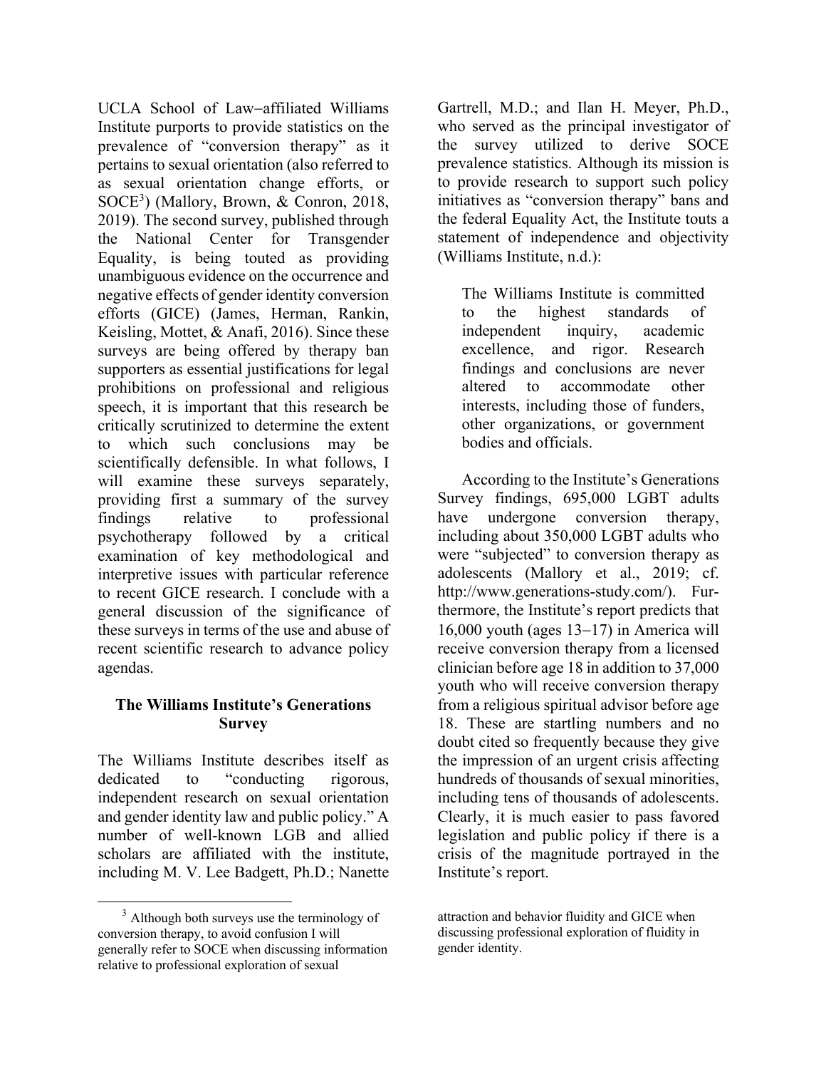UCLA School of Law–affiliated Williams Institute purports to provide statistics on the prevalence of "conversion therapy" as it pertains to sexual orientation (also referred to as sexual orientation change efforts, or SOCE[3]) (Mallory, Brown, & Conron, 2018, 2019). The second survey, published through the National Center for Transgender Equality, is being touted as providing unambiguous evidence on the occurrence and negative effects of gender identity conversion efforts (GICE) (James, Herman, Rankin, Keisling, Mottet, & Anafi, 2016). Since these surveys are being offered by therapy ban supporters as essential justifications for legal prohibitions on professional and religious speech, it is important that this research be critically scrutinized to determine the extent to which such conclusions may be scientifically defensible. In what follows, I will examine these surveys separately, providing first a summary of the survey findings relative to professional psychotherapy followed by a critical examination of key methodological and interpretive issues with particular reference to recent GICE research. I conclude with a general discussion of the significance of these surveys in terms of the use and abuse of recent scientific research to advance policy agendas.

## The Williams Institute's Generations Survey

The Williams Institute describes itself as dedicated to "conducting rigorous, independent research on sexual orientation and gender identity law and public policy." A number of well-known LGB and allied scholars are affiliated with the institute, including M. V. Lee Badgett, Ph.D.; Nanette Gartrell, M.D.; and Ilan H. Meyer, Ph.D., who served as the principal investigator of the survey utilized to derive SOCE prevalence statistics. Although its mission is to provide research to support such policy initiatives as "conversion therapy" bans and the federal Equality Act, the Institute touts a statement of independence and objectivity (Williams Institute, n.d.):

> The Williams Institute is committed to the highest standards of independent inquiry, academic excellence, and rigor. Research findings and conclusions are never altered to accommodate other interests, including those of funders, other organizations, or government bodies and officials.

According to the Institute's Generations Survey findings, 695,000 LGBT adults have undergone conversion therapy, including about 350,000 LGBT adults who were "subjected" to conversion therapy as adolescents (Mallory et al., 2019; cf. http://www.generations-study.com/). Furthermore, the Institute's report predicts that 16,000 youth (ages 13–17) in America will receive conversion therapy from a licensed clinician before age 18 in addition to 37,000 youth who will receive conversion therapy from a religious spiritual advisor before age 18. These are startling numbers and no doubt cited so frequently because they give the impression of an urgent crisis affecting hundreds of thousands of sexual minorities, including tens of thousands of adolescents. Clearly, it is much easier to pass favored legislation and public policy if there is a crisis of the magnitude portrayed in the Institute's report.

[3] Although both surveys use the terminology of conversion therapy, to avoid confusion I will generally refer to SOCE when discussing information relative to professional exploration of sexual attraction and behavior fluidity and GICE when discussing professional exploration of fluidity in gender identity.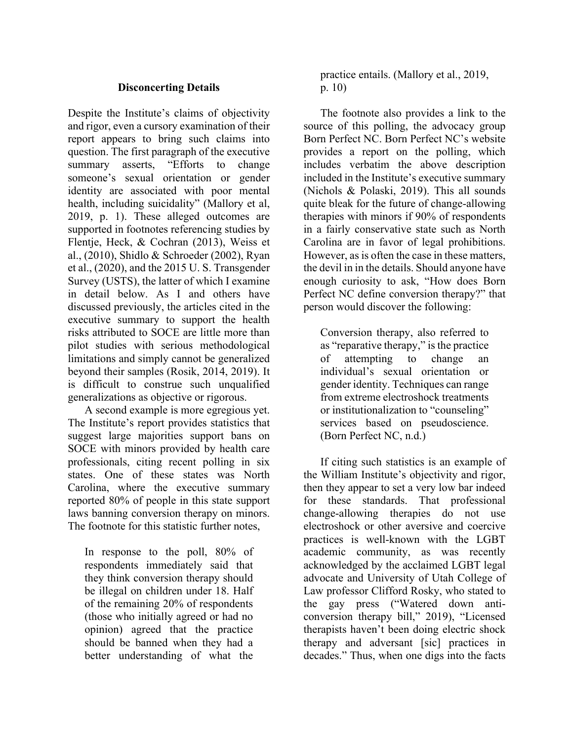### Disconcerting Details

Despite the Institute's claims of objectivity and rigor, even a cursory examination of their report appears to bring such claims into question. The first paragraph of the executive summary asserts, "Efforts to change someone's sexual orientation or gender identity are associated with poor mental health, including suicidality" (Mallory et al, 2019, p. 1). These alleged outcomes are supported in footnotes referencing studies by Flentje, Heck, & Cochran (2013), Weiss et al., (2010), Shidlo & Schroeder (2002), Ryan et al., (2020), and the 2015 U. S. Transgender Survey (USTS), the latter of which I examine in detail below. As I and others have discussed previously, the articles cited in the executive summary to support the health risks attributed to SOCE are little more than pilot studies with serious methodological limitations and simply cannot be generalized beyond their samples (Rosik, 2014, 2019). It is difficult to construe such unqualified generalizations as objective or rigorous.

A second example is more egregious yet. The Institute's report provides statistics that suggest large majorities support bans on SOCE with minors provided by health care professionals, citing recent polling in six states. One of these states was North Carolina, where the executive summary reported 80% of people in this state support laws banning conversion therapy on minors. The footnote for this statistic further notes,

> In response to the poll, 80% of respondents immediately said that they think conversion therapy should be illegal on children under 18. Half of the remaining 20% of respondents (those who initially agreed or had no opinion) agreed that the practice should be banned when they had a better understanding of what the practice entails. (Mallory et al., 2019, p. 10)

The footnote also provides a link to the source of this polling, the advocacy group Born Perfect NC. Born Perfect NC's website provides a report on the polling, which includes verbatim the above description included in the Institute's executive summary (Nichols & Polaski, 2019). This all sounds quite bleak for the future of change-allowing therapies with minors if 90% of respondents in a fairly conservative state such as North Carolina are in favor of legal prohibitions. However, as is often the case in these matters, the devil in in the details. Should anyone have enough curiosity to ask, "How does Born Perfect NC define conversion therapy?" that person would discover the following:

> Conversion therapy, also referred to as "reparative therapy," is the practice of attempting to change an individual's sexual orientation or gender identity. Techniques can range from extreme electroshock treatments or institutionalization to "counseling" services based on pseudoscience. (Born Perfect NC, n.d.)

If citing such statistics is an example of the William Institute's objectivity and rigor, then they appear to set a very low bar indeed for these standards. That professional change-allowing therapies do not use electroshock or other aversive and coercive practices is well-known with the LGBT academic community, as was recently acknowledged by the acclaimed LGBT legal advocate and University of Utah College of Law professor Clifford Rosky, who stated to the gay press ("Watered down anti-conversion therapy bill," 2019), "Licensed therapists haven't been doing electric shock therapy and adversant [sic] practices in decades." Thus, when one digs into the facts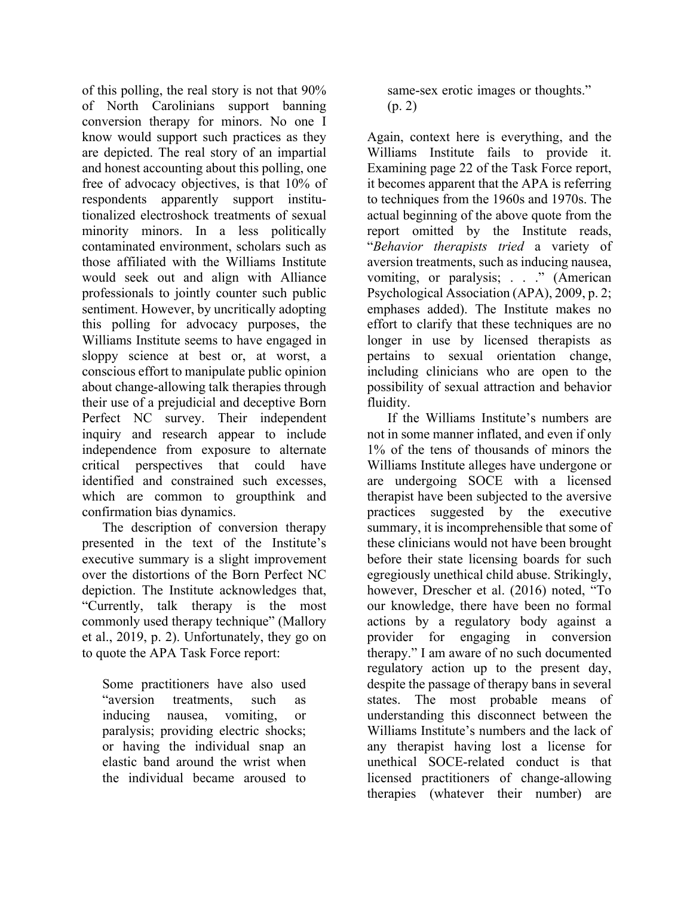of this polling, the real story is not that 90% of North Carolinians support banning conversion therapy for minors. No one I know would support such practices as they are depicted. The real story of an impartial and honest accounting about this polling, one free of advocacy objectives, is that 10% of respondents apparently support institutionalized electroshock treatments of sexual minority minors. In a less politically contaminated environment, scholars such as those affiliated with the Williams Institute would seek out and align with Alliance professionals to jointly counter such public sentiment. However, by uncritically adopting this polling for advocacy purposes, the Williams Institute seems to have engaged in sloppy science at best or, at worst, a conscious effort to manipulate public opinion about change-allowing talk therapies through their use of a prejudicial and deceptive Born Perfect NC survey. Their independent inquiry and research appear to include independence from exposure to alternate critical perspectives that could have identified and constrained such excesses, which are common to groupthink and confirmation bias dynamics.

The description of conversion therapy presented in the text of the Institute's executive summary is a slight improvement over the distortions of the Born Perfect NC depiction. The Institute acknowledges that, "Currently, talk therapy is the most commonly used therapy technique" (Mallory et al., 2019, p. 2). Unfortunately, they go on to quote the APA Task Force report:

> Some practitioners have also used "aversion treatments, such as inducing nausea, vomiting, or paralysis; providing electric shocks; or having the individual snap an elastic band around the wrist when the individual became aroused to same-sex erotic images or thoughts." (p. 2)

Again, context here is everything, and the Williams Institute fails to provide it. Examining page 22 of the Task Force report, it becomes apparent that the APA is referring to techniques from the 1960s and 1970s. The actual beginning of the above quote from the report omitted by the Institute reads, "*Behavior therapists tried* a variety of aversion treatments, such as inducing nausea, vomiting, or paralysis; . . ." (American Psychological Association (APA), 2009, p. 2; emphases added). The Institute makes no effort to clarify that these techniques are no longer in use by licensed therapists as pertains to sexual orientation change, including clinicians who are open to the possibility of sexual attraction and behavior fluidity.

If the Williams Institute's numbers are not in some manner inflated, and even if only 1% of the tens of thousands of minors the Williams Institute alleges have undergone or are undergoing SOCE with a licensed therapist have been subjected to the aversive practices suggested by the executive summary, it is incomprehensible that some of these clinicians would not have been brought before their state licensing boards for such egregiously unethical child abuse. Strikingly, however, Drescher et al. (2016) noted, "To our knowledge, there have been no formal actions by a regulatory body against a provider for engaging in conversion therapy." I am aware of no such documented regulatory action up to the present day, despite the passage of therapy bans in several states. The most probable means of understanding this disconnect between the Williams Institute's numbers and the lack of any therapist having lost a license for unethical SOCE-related conduct is that licensed practitioners of change-allowing therapies (whatever their number) are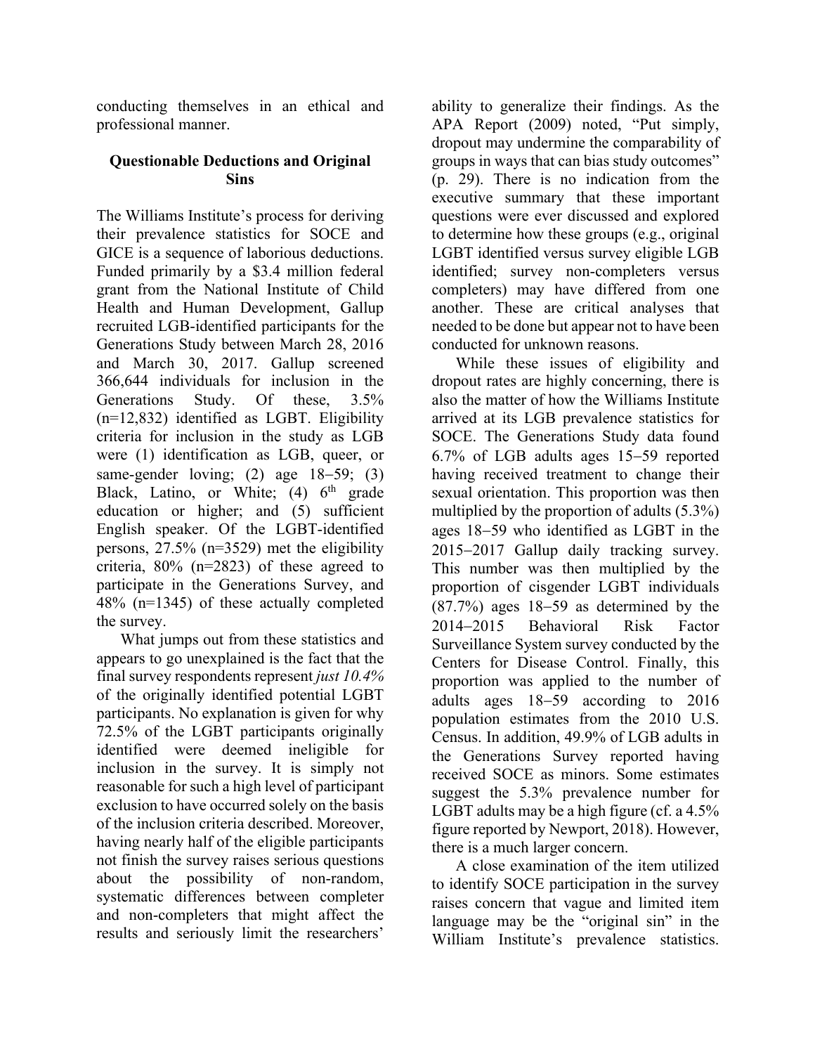conducting themselves in an ethical and professional manner.

## Questionable Deductions and Original Sins

The Williams Institute's process for deriving their prevalence statistics for SOCE and GICE is a sequence of laborious deductions. Funded primarily by a $3.4 million federal grant from the National Institute of Child Health and Human Development, Gallup recruited LGB-identified participants for the Generations Study between March 28, 2016 and March 30, 2017. Gallup screened 366,644 individuals for inclusion in the Generations Study. Of these, 3.5% (n=12,832) identified as LGBT. Eligibility criteria for inclusion in the study as LGB were (1) identification as LGB, queer, or same-gender loving; (2) age 18–59; (3) Black, Latino, or White; (4) 6th grade education or higher; and (5) sufficient English speaker. Of the LGBT-identified persons, 27.5% (n=3529) met the eligibility criteria, 80% (n=2823) of these agreed to participate in the Generations Survey, and 48% (n=1345) of these actually completed the survey.

What jumps out from these statistics and appears to go unexplained is the fact that the final survey respondents represent *just 10.4%* of the originally identified potential LGBT participants. No explanation is given for why 72.5% of the LGBT participants originally identified were deemed ineligible for inclusion in the survey. It is simply not reasonable for such a high level of participant exclusion to have occurred solely on the basis of the inclusion criteria described. Moreover, having nearly half of the eligible participants not finish the survey raises serious questions about the possibility of non-random, systematic differences between completer and non-completers that might affect the results and seriously limit the researchers' ability to generalize their findings. As the APA Report (2009) noted, "Put simply, dropout may undermine the comparability of groups in ways that can bias study outcomes" (p. 29). There is no indication from the executive summary that these important questions were ever discussed and explored to determine how these groups (e.g., original LGBT identified versus survey eligible LGB identified; survey non-completers versus completers) may have differed from one another. These are critical analyses that needed to be done but appear not to have been conducted for unknown reasons.

While these issues of eligibility and dropout rates are highly concerning, there is also the matter of how the Williams Institute arrived at its LGB prevalence statistics for SOCE. The Generations Study data found 6.7% of LGB adults ages 15–59 reported having received treatment to change their sexual orientation. This proportion was then multiplied by the proportion of adults (5.3%) ages 18–59 who identified as LGBT in the 2015–2017 Gallup daily tracking survey. This number was then multiplied by the proportion of cisgender LGBT individuals (87.7%) ages 18–59 as determined by the 2014–2015 Behavioral Risk Factor Surveillance System survey conducted by the Centers for Disease Control. Finally, this proportion was applied to the number of adults ages 18–59 according to 2016 population estimates from the 2010 U.S. Census. In addition, 49.9% of LGB adults in the Generations Survey reported having received SOCE as minors. Some estimates suggest the 5.3% prevalence number for LGBT adults may be a high figure (cf. a 4.5% figure reported by Newport, 2018). However, there is a much larger concern.

A close examination of the item utilized to identify SOCE participation in the survey raises concern that vague and limited item language may be the "original sin" in the William Institute's prevalence statistics.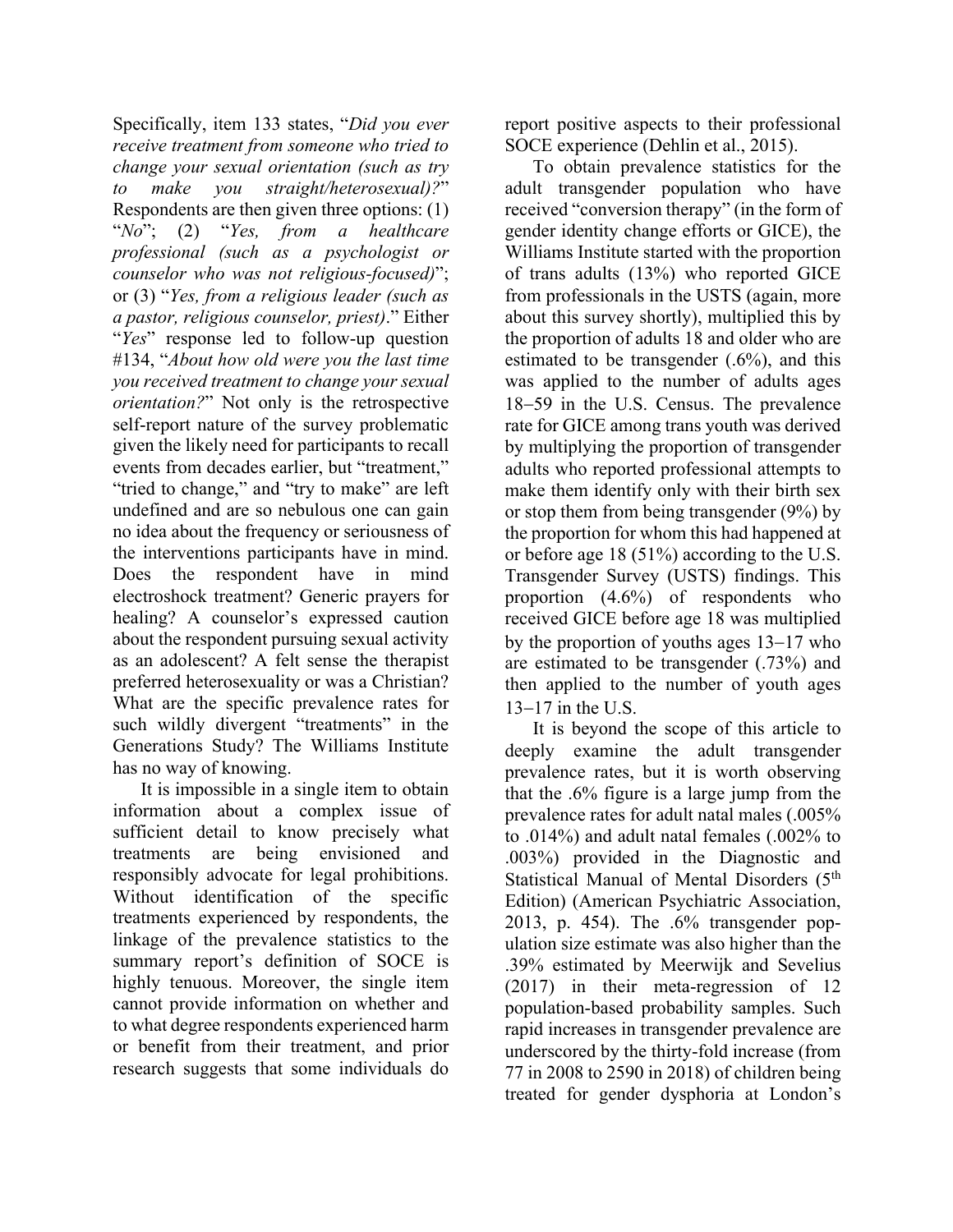Specifically, item 133 states, "*Did you ever receive treatment from someone who tried to change your sexual orientation (such as try to make you straight/heterosexual)?*" Respondents are then given three options: (1) "*No*"; (2) "*Yes, from a healthcare professional (such as a psychologist or counselor who was not religious-focused)*"; or (3) "*Yes, from a religious leader (such as a pastor, religious counselor, priest)*." Either "*Yes*" response led to follow-up question #134, "*About how old were you the last time you received treatment to change your sexual orientation?*" Not only is the retrospective self-report nature of the survey problematic given the likely need for participants to recall events from decades earlier, but "treatment," "tried to change," and "try to make" are left undefined and are so nebulous one can gain no idea about the frequency or seriousness of the interventions participants have in mind. Does the respondent have in mind electroshock treatment? Generic prayers for healing? A counselor's expressed caution about the respondent pursuing sexual activity as an adolescent? A felt sense the therapist preferred heterosexuality or was a Christian? What are the specific prevalence rates for such wildly divergent "treatments" in the Generations Study? The Williams Institute has no way of knowing.

It is impossible in a single item to obtain information about a complex issue of sufficient detail to know precisely what treatments are being envisioned and responsibly advocate for legal prohibitions. Without identification of the specific treatments experienced by respondents, the linkage of the prevalence statistics to the summary report's definition of SOCE is highly tenuous. Moreover, the single item cannot provide information on whether and to what degree respondents experienced harm or benefit from their treatment, and prior research suggests that some individuals do report positive aspects to their professional SOCE experience (Dehlin et al., 2015).

To obtain prevalence statistics for the adult transgender population who have received "conversion therapy" (in the form of gender identity change efforts or GICE), the Williams Institute started with the proportion of trans adults (13%) who reported GICE from professionals in the USTS (again, more about this survey shortly), multiplied this by the proportion of adults 18 and older who are estimated to be transgender (.6%), and this was applied to the number of adults ages 18−59 in the U.S. Census. The prevalence rate for GICE among trans youth was derived by multiplying the proportion of transgender adults who reported professional attempts to make them identify only with their birth sex or stop them from being transgender (9%) by the proportion for whom this had happened at or before age 18 (51%) according to the U.S. Transgender Survey (USTS) findings. This proportion (4.6%) of respondents who received GICE before age 18 was multiplied by the proportion of youths ages 13−17 who are estimated to be transgender (.73%) and then applied to the number of youth ages 13−17 in the U.S.

It is beyond the scope of this article to deeply examine the adult transgender prevalence rates, but it is worth observing that the .6% figure is a large jump from the prevalence rates for adult natal males (.005% to .014%) and adult natal females (.002% to .003%) provided in the Diagnostic and Statistical Manual of Mental Disorders (5th Edition) (American Psychiatric Association, 2013, p. 454). The .6% transgender population size estimate was also higher than the .39% estimated by Meerwijk and Sevelius (2017) in their meta-regression of 12 population-based probability samples. Such rapid increases in transgender prevalence are underscored by the thirty-fold increase (from 77 in 2008 to 2590 in 2018) of children being treated for gender dysphoria at London's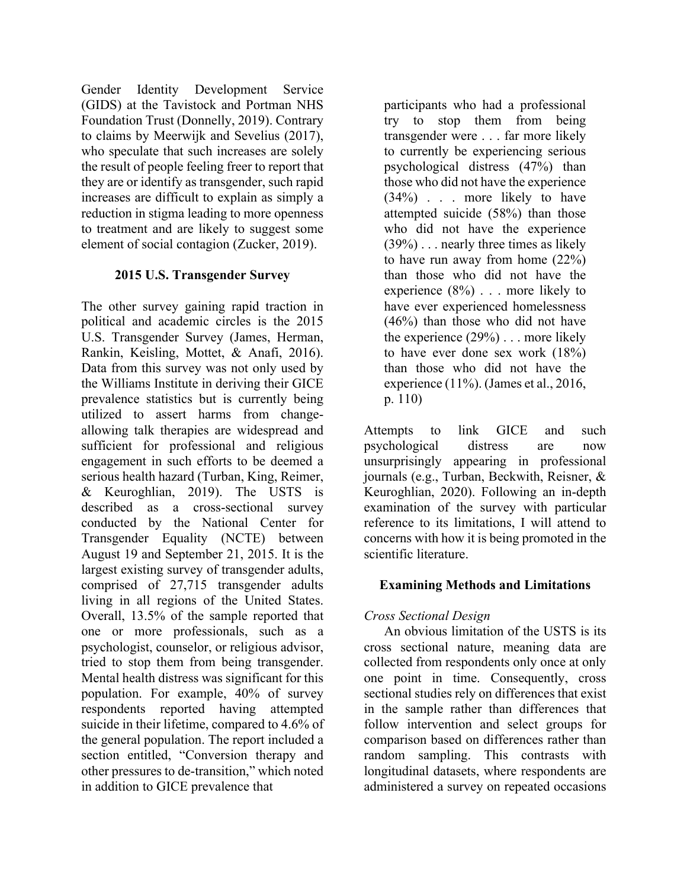Gender Identity Development Service (GIDS) at the Tavistock and Portman NHS Foundation Trust (Donnelly, 2019). Contrary to claims by Meerwijk and Sevelius (2017), who speculate that such increases are solely the result of people feeling freer to report that they are or identify as transgender, such rapid increases are difficult to explain as simply a reduction in stigma leading to more openness to treatment and are likely to suggest some element of social contagion (Zucker, 2019).

## 2015 U.S. Transgender Survey

The other survey gaining rapid traction in political and academic circles is the 2015 U.S. Transgender Survey (James, Herman, Rankin, Keisling, Mottet, & Anafi, 2016). Data from this survey was not only used by the Williams Institute in deriving their GICE prevalence statistics but is currently being utilized to assert harms from change-allowing talk therapies are widespread and sufficient for professional and religious engagement in such efforts to be deemed a serious health hazard (Turban, King, Reimer, & Keuroghlian, 2019). The USTS is described as a cross-sectional survey conducted by the National Center for Transgender Equality (NCTE) between August 19 and September 21, 2015. It is the largest existing survey of transgender adults, comprised of 27,715 transgender adults living in all regions of the United States. Overall, 13.5% of the sample reported that one or more professionals, such as a psychologist, counselor, or religious advisor, tried to stop them from being transgender. Mental health distress was significant for this population. For example, 40% of survey respondents reported having attempted suicide in their lifetime, compared to 4.6% of the general population. The report included a section entitled, "Conversion therapy and other pressures to de-transition," which noted in addition to GICE prevalence that

> participants who had a professional try to stop them from being transgender were . . . far more likely to currently be experiencing serious psychological distress (47%) than those who did not have the experience (34%) . . . more likely to have attempted suicide (58%) than those who did not have the experience (39%) . . . nearly three times as likely to have run away from home (22%) than those who did not have the experience (8%) . . . more likely to have ever experienced homelessness (46%) than those who did not have the experience (29%) . . . more likely to have ever done sex work (18%) than those who did not have the experience (11%). (James et al., 2016, p. 110)

Attempts to link GICE and such psychological distress are now unsurprisingly appearing in professional journals (e.g., Turban, Beckwith, Reisner, & Keuroghlian, 2020). Following an in-depth examination of the survey with particular reference to its limitations, I will attend to concerns with how it is being promoted in the scientific literature.

## Examining Methods and Limitations

### *Cross Sectional Design*

An obvious limitation of the USTS is its cross sectional nature, meaning data are collected from respondents only once at only one point in time. Consequently, cross sectional studies rely on differences that exist in the sample rather than differences that follow intervention and select groups for comparison based on differences rather than random sampling. This contrasts with longitudinal datasets, where respondents are administered a survey on repeated occasions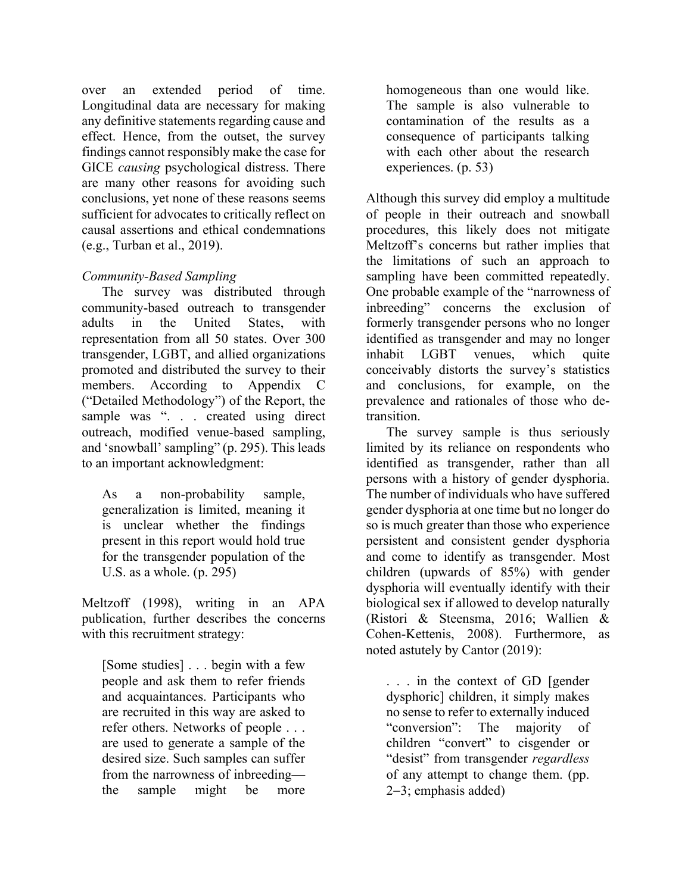over an extended period of time. Longitudinal data are necessary for making any definitive statements regarding cause and effect. Hence, from the outset, the survey findings cannot responsibly make the case for GICE *causing* psychological distress. There are many other reasons for avoiding such conclusions, yet none of these reasons seems sufficient for advocates to critically reflect on causal assertions and ethical condemnations (e.g., Turban et al., 2019).

*Community-Based Sampling*

The survey was distributed through community-based outreach to transgender adults in the United States, with representation from all 50 states. Over 300 transgender, LGBT, and allied organizations promoted and distributed the survey to their members. According to Appendix C ("Detailed Methodology") of the Report, the sample was ". . . created using direct outreach, modified venue-based sampling, and 'snowball' sampling" (p. 295). This leads to an important acknowledgment:

> As a non-probability sample, generalization is limited, meaning it is unclear whether the findings present in this report would hold true for the transgender population of the U.S. as a whole. (p. 295)

Meltzoff (1998), writing in an APA publication, further describes the concerns with this recruitment strategy:

> [Some studies] . . . begin with a few people and ask them to refer friends and acquaintances. Participants who are recruited in this way are asked to refer others. Networks of people . . . are used to generate a sample of the desired size. Such samples can suffer from the narrowness of inbreeding—the sample might be more homogeneous than one would like. The sample is also vulnerable to contamination of the results as a consequence of participants talking with each other about the research experiences. (p. 53)

Although this survey did employ a multitude of people in their outreach and snowball procedures, this likely does not mitigate Meltzoff's concerns but rather implies that the limitations of such an approach to sampling have been committed repeatedly. One probable example of the "narrowness of inbreeding" concerns the exclusion of formerly transgender persons who no longer identified as transgender and may no longer inhabit LGBT venues, which quite conceivably distorts the survey's statistics and conclusions, for example, on the prevalence and rationales of those who de-transition.

The survey sample is thus seriously limited by its reliance on respondents who identified as transgender, rather than all persons with a history of gender dysphoria. The number of individuals who have suffered gender dysphoria at one time but no longer do so is much greater than those who experience persistent and consistent gender dysphoria and come to identify as transgender. Most children (upwards of 85%) with gender dysphoria will eventually identify with their biological sex if allowed to develop naturally (Ristori & Steensma, 2016; Wallien & Cohen-Kettenis, 2008). Furthermore, as noted astutely by Cantor (2019):

> . . . in the context of GD [gender dysphoric] children, it simply makes no sense to refer to externally induced "conversion": The majority of children "convert" to cisgender or "desist" from transgender *regardless* of any attempt to change them. (pp. 2–3; emphasis added)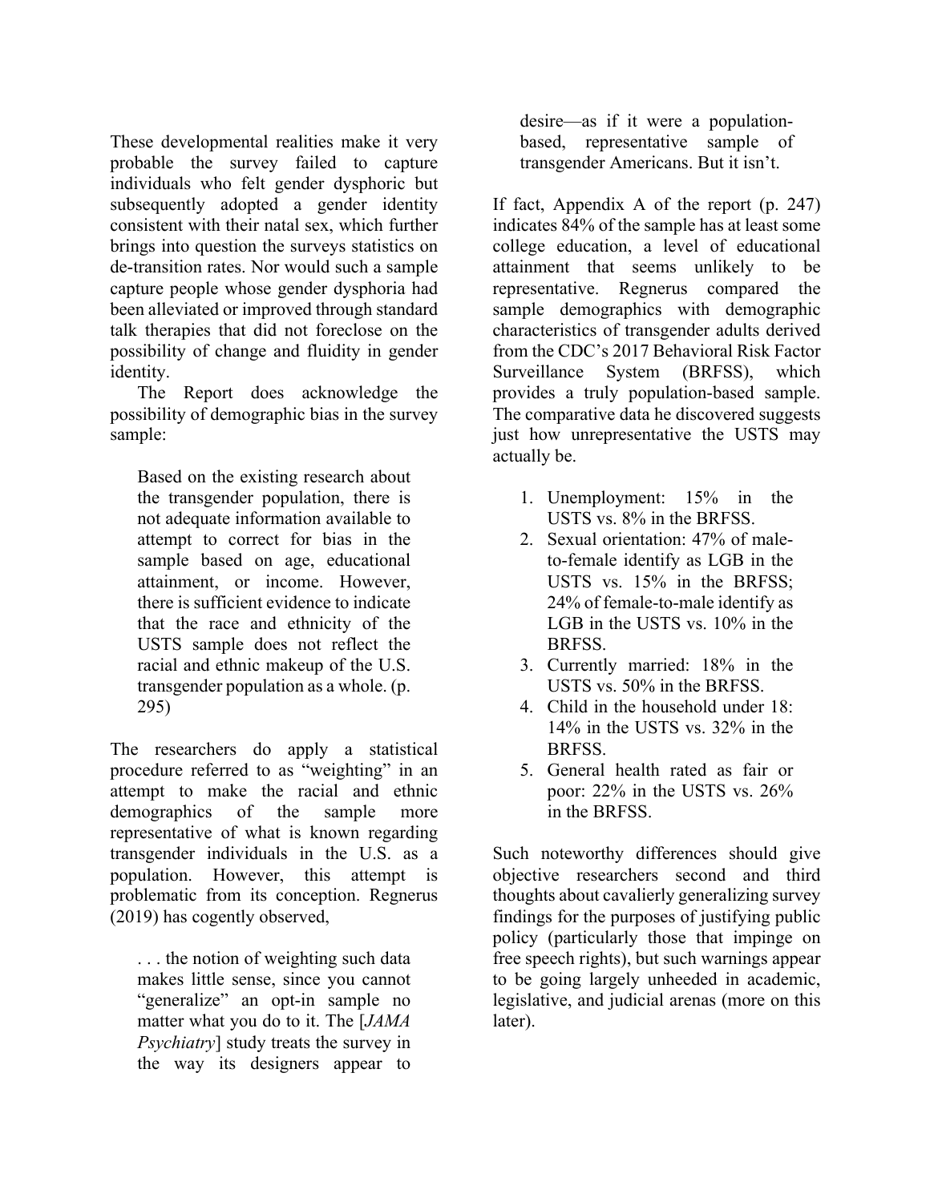These developmental realities make it very probable the survey failed to capture individuals who felt gender dysphoric but subsequently adopted a gender identity consistent with their natal sex, which further brings into question the surveys statistics on de-transition rates. Nor would such a sample capture people whose gender dysphoria had been alleviated or improved through standard talk therapies that did not foreclose on the possibility of change and fluidity in gender identity.

The Report does acknowledge the possibility of demographic bias in the survey sample:

> Based on the existing research about the transgender population, there is not adequate information available to attempt to correct for bias in the sample based on age, educational attainment, or income. However, there is sufficient evidence to indicate that the race and ethnicity of the USTS sample does not reflect the racial and ethnic makeup of the U.S. transgender population as a whole. (p. 295)

The researchers do apply a statistical procedure referred to as "weighting" in an attempt to make the racial and ethnic demographics of the sample more representative of what is known regarding transgender individuals in the U.S. as a population. However, this attempt is problematic from its conception. Regnerus (2019) has cogently observed,

> . . . the notion of weighting such data makes little sense, since you cannot "generalize" an opt-in sample no matter what you do to it. The [*JAMA Psychiatry*] study treats the survey in the way its designers appear to desire—as if it were a population-based, representative sample of transgender Americans. But it isn't.

If fact, Appendix A of the report (p. 247) indicates 84% of the sample has at least some college education, a level of educational attainment that seems unlikely to be representative. Regnerus compared the sample demographics with demographic characteristics of transgender adults derived from the CDC's 2017 Behavioral Risk Factor Surveillance System (BRFSS), which provides a truly population-based sample. The comparative data he discovered suggests just how unrepresentative the USTS may actually be.

1. Unemployment: 15% in the USTS vs. 8% in the BRFSS.
2. Sexual orientation: 47% of male-to-female identify as LGB in the USTS vs. 15% in the BRFSS; 24% of female-to-male identify as LGB in the USTS vs. 10% in the BRFSS.
3. Currently married: 18% in the USTS vs. 50% in the BRFSS.
4. Child in the household under 18: 14% in the USTS vs. 32% in the BRFSS.
5. General health rated as fair or poor: 22% in the USTS vs. 26% in the BRFSS.

Such noteworthy differences should give objective researchers second and third thoughts about cavalierly generalizing survey findings for the purposes of justifying public policy (particularly those that impinge on free speech rights), but such warnings appear to be going largely unheeded in academic, legislative, and judicial arenas (more on this later).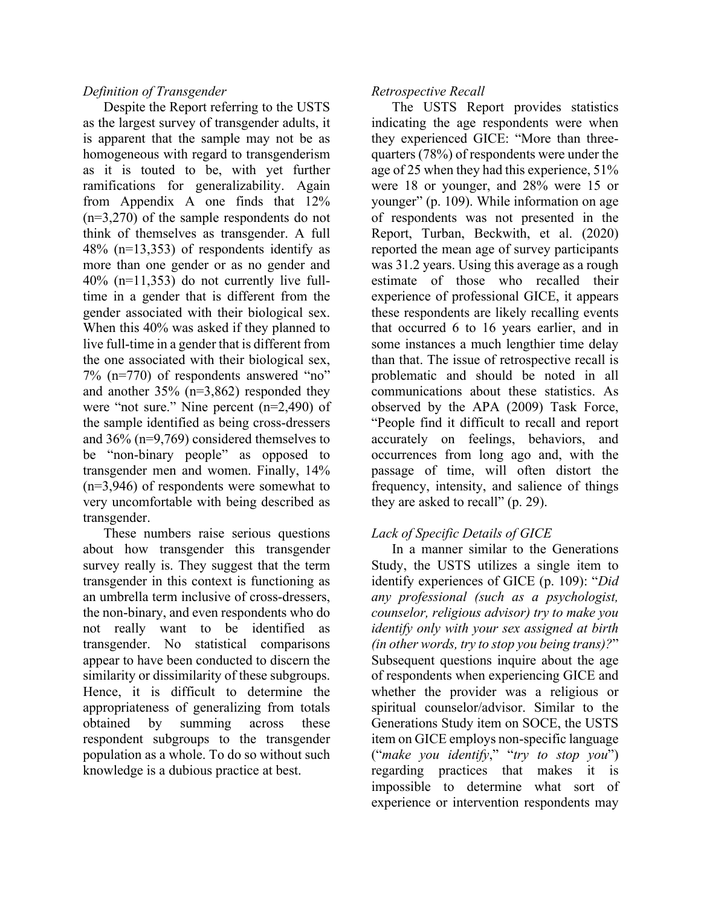*Definition of Transgender*

Despite the Report referring to the USTS as the largest survey of transgender adults, it is apparent that the sample may not be as homogeneous with regard to transgenderism as it is touted to be, with yet further ramifications for generalizability. Again from Appendix A one finds that 12% (n=3,270) of the sample respondents do not think of themselves as transgender. A full 48% (n=13,353) of respondents identify as more than one gender or as no gender and 40% (n=11,353) do not currently live full-time in a gender that is different from the gender associated with their biological sex. When this 40% was asked if they planned to live full-time in a gender that is different from the one associated with their biological sex, 7% (n=770) of respondents answered "no" and another 35% (n=3,862) responded they were "not sure." Nine percent (n=2,490) of the sample identified as being cross-dressers and 36% (n=9,769) considered themselves to be "non-binary people" as opposed to transgender men and women. Finally, 14% (n=3,946) of respondents were somewhat to very uncomfortable with being described as transgender.

These numbers raise serious questions about how transgender this transgender survey really is. They suggest that the term transgender in this context is functioning as an umbrella term inclusive of cross-dressers, the non-binary, and even respondents who do not really want to be identified as transgender. No statistical comparisons appear to have been conducted to discern the similarity or dissimilarity of these subgroups. Hence, it is difficult to determine the appropriateness of generalizing from totals obtained by summing across these respondent subgroups to the transgender population as a whole. To do so without such knowledge is a dubious practice at best.

*Retrospective Recall*

The USTS Report provides statistics indicating the age respondents were when they experienced GICE: "More than three-quarters (78%) of respondents were under the age of 25 when they had this experience, 51% were 18 or younger, and 28% were 15 or younger" (p. 109). While information on age of respondents was not presented in the Report, Turban, Beckwith, et al. (2020) reported the mean age of survey participants was 31.2 years. Using this average as a rough estimate of those who recalled their experience of professional GICE, it appears these respondents are likely recalling events that occurred 6 to 16 years earlier, and in some instances a much lengthier time delay than that. The issue of retrospective recall is problematic and should be noted in all communications about these statistics. As observed by the APA (2009) Task Force, "People find it difficult to recall and report accurately on feelings, behaviors, and occurrences from long ago and, with the passage of time, will often distort the frequency, intensity, and salience of things they are asked to recall" (p. 29).

*Lack of Specific Details of GICE*

In a manner similar to the Generations Study, the USTS utilizes a single item to identify experiences of GICE (p. 109): "*Did any professional (such as a psychologist, counselor, religious advisor) try to make you identify only with your sex assigned at birth (in other words, try to stop you being trans)?*" Subsequent questions inquire about the age of respondents when experiencing GICE and whether the provider was a religious or spiritual counselor/advisor. Similar to the Generations Study item on SOCE, the USTS item on GICE employs non-specific language ("*make you identify*," "*try to stop you*") regarding practices that makes it is impossible to determine what sort of experience or intervention respondents may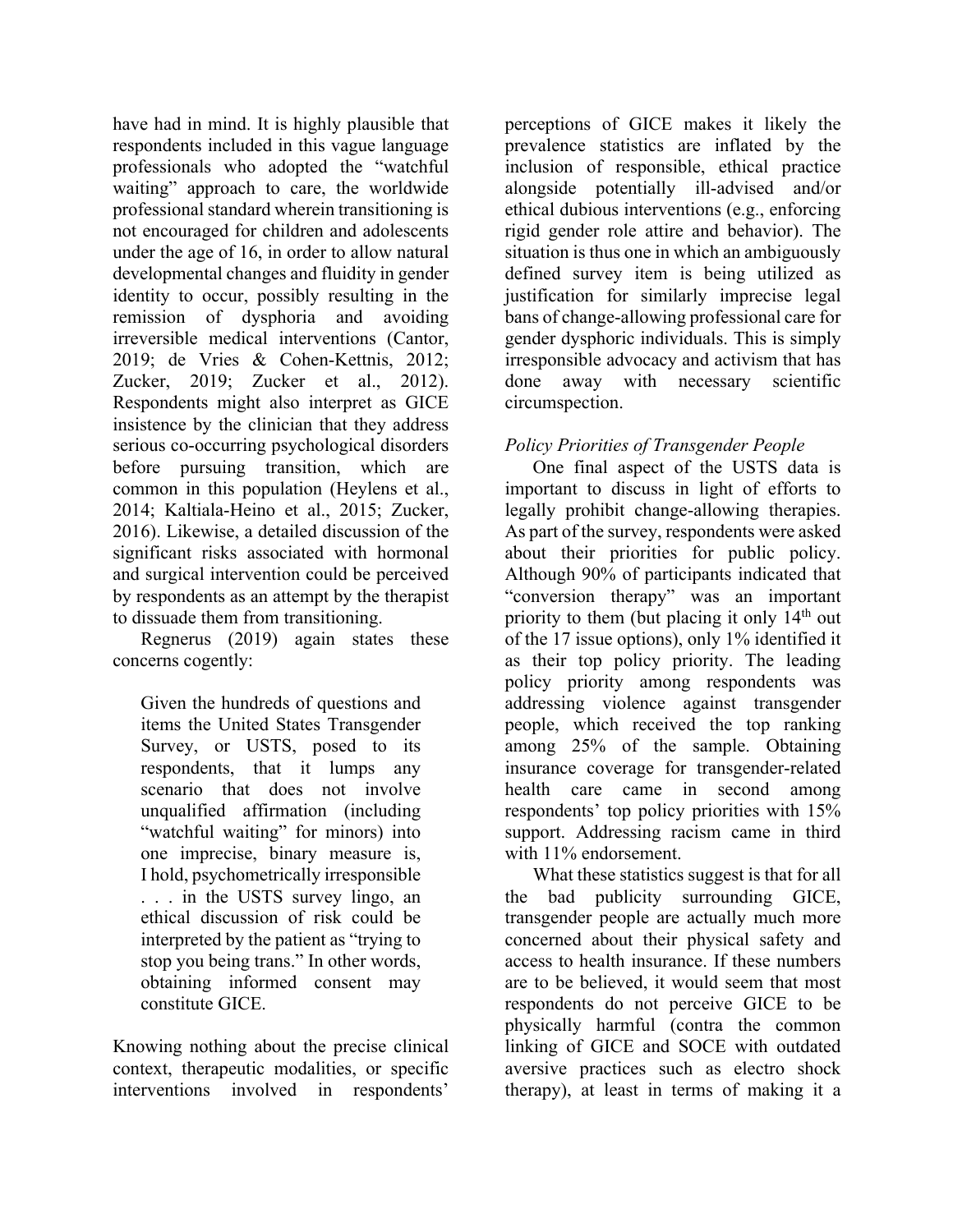have had in mind. It is highly plausible that respondents included in this vague language professionals who adopted the "watchful waiting" approach to care, the worldwide professional standard wherein transitioning is not encouraged for children and adolescents under the age of 16, in order to allow natural developmental changes and fluidity in gender identity to occur, possibly resulting in the remission of dysphoria and avoiding irreversible medical interventions (Cantor, 2019; de Vries & Cohen-Kettnis, 2012; Zucker, 2019; Zucker et al., 2012). Respondents might also interpret as GICE insistence by the clinician that they address serious co-occurring psychological disorders before pursuing transition, which are common in this population (Heylens et al., 2014; Kaltiala-Heino et al., 2015; Zucker, 2016). Likewise, a detailed discussion of the significant risks associated with hormonal and surgical intervention could be perceived by respondents as an attempt by the therapist to dissuade them from transitioning.

Regnerus (2019) again states these concerns cogently:

> Given the hundreds of questions and items the United States Transgender Survey, or USTS, posed to its respondents, that it lumps any scenario that does not involve unqualified affirmation (including "watchful waiting" for minors) into one imprecise, binary measure is, I hold, psychometrically irresponsible . . . in the USTS survey lingo, an ethical discussion of risk could be interpreted by the patient as "trying to stop you being trans." In other words, obtaining informed consent may constitute GICE.

Knowing nothing about the precise clinical context, therapeutic modalities, or specific interventions involved in respondents' perceptions of GICE makes it likely the prevalence statistics are inflated by the inclusion of responsible, ethical practice alongside potentially ill-advised and/or ethical dubious interventions (e.g., enforcing rigid gender role attire and behavior). The situation is thus one in which an ambiguously defined survey item is being utilized as justification for similarly imprecise legal bans of change-allowing professional care for gender dysphoric individuals. This is simply irresponsible advocacy and activism that has done away with necessary scientific circumspection.

*Policy Priorities of Transgender People*

One final aspect of the USTS data is important to discuss in light of efforts to legally prohibit change-allowing therapies. As part of the survey, respondents were asked about their priorities for public policy. Although 90% of participants indicated that "conversion therapy" was an important priority to them (but placing it only 14th out of the 17 issue options), only 1% identified it as their top policy priority. The leading policy priority among respondents was addressing violence against transgender people, which received the top ranking among 25% of the sample. Obtaining insurance coverage for transgender-related health care came in second among respondents' top policy priorities with 15% support. Addressing racism came in third with 11% endorsement.

What these statistics suggest is that for all the bad publicity surrounding GICE, transgender people are actually much more concerned about their physical safety and access to health insurance. If these numbers are to be believed, it would seem that most respondents do not perceive GICE to be physically harmful (contra the common linking of GICE and SOCE with outdated aversive practices such as electro shock therapy), at least in terms of making it a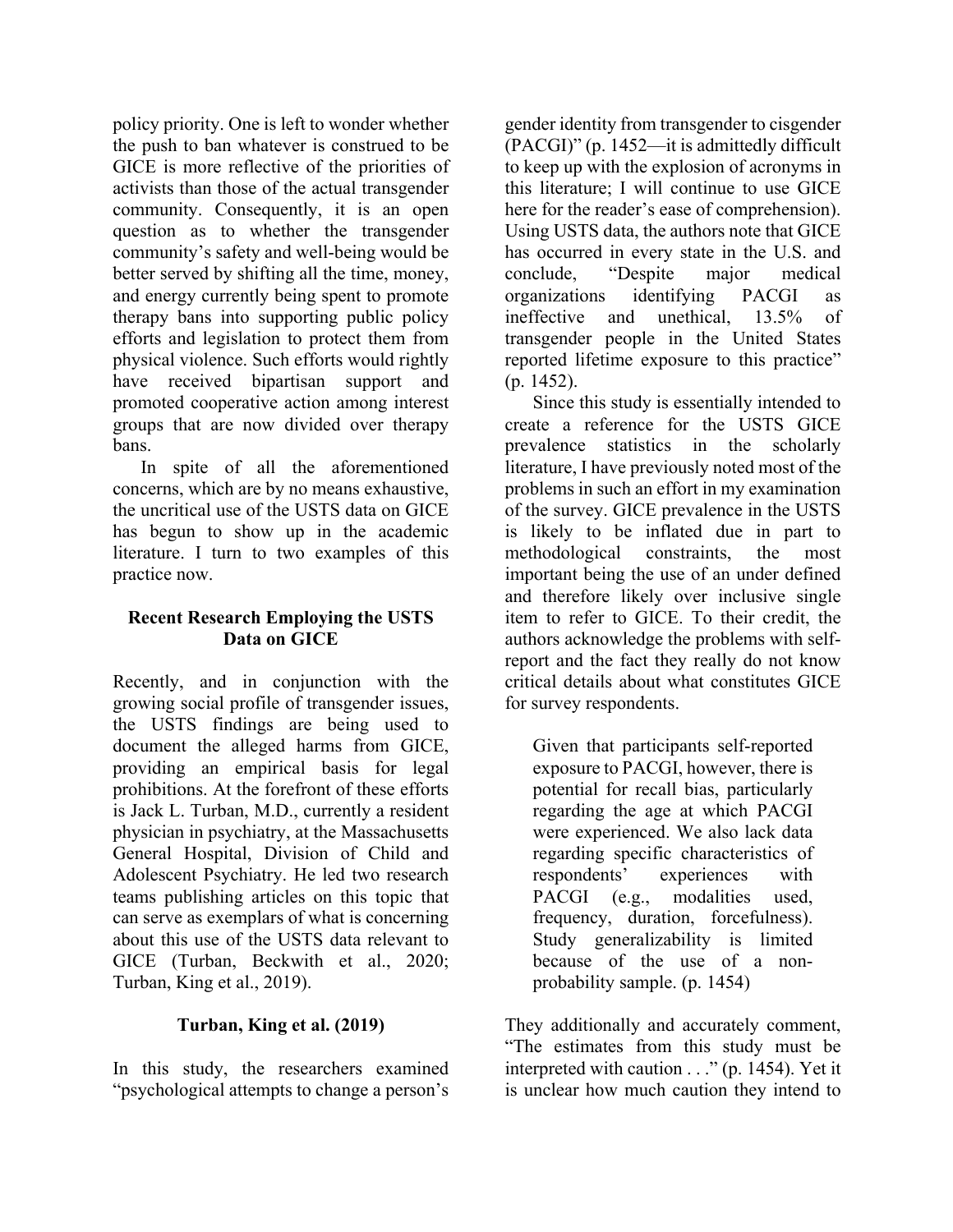policy priority. One is left to wonder whether the push to ban whatever is construed to be GICE is more reflective of the priorities of activists than those of the actual transgender community. Consequently, it is an open question as to whether the transgender community's safety and well-being would be better served by shifting all the time, money, and energy currently being spent to promote therapy bans into supporting public policy efforts and legislation to protect them from physical violence. Such efforts would rightly have received bipartisan support and promoted cooperative action among interest groups that are now divided over therapy bans.

In spite of all the aforementioned concerns, which are by no means exhaustive, the uncritical use of the USTS data on GICE has begun to show up in the academic literature. I turn to two examples of this practice now.

## Recent Research Employing the USTS Data on GICE

Recently, and in conjunction with the growing social profile of transgender issues, the USTS findings are being used to document the alleged harms from GICE, providing an empirical basis for legal prohibitions. At the forefront of these efforts is Jack L. Turban, M.D., currently a resident physician in psychiatry, at the Massachusetts General Hospital, Division of Child and Adolescent Psychiatry. He led two research teams publishing articles on this topic that can serve as exemplars of what is concerning about this use of the USTS data relevant to GICE (Turban, Beckwith et al., 2020; Turban, King et al., 2019).

### Turban, King et al. (2019)

In this study, the researchers examined "psychological attempts to change a person's gender identity from transgender to cisgender (PACGI)" (p. 1452—it is admittedly difficult to keep up with the explosion of acronyms in this literature; I will continue to use GICE here for the reader's ease of comprehension). Using USTS data, the authors note that GICE has occurred in every state in the U.S. and conclude, "Despite major medical organizations identifying PACGI as ineffective and unethical, 13.5% of transgender people in the United States reported lifetime exposure to this practice" (p. 1452).

Since this study is essentially intended to create a reference for the USTS GICE prevalence statistics in the scholarly literature, I have previously noted most of the problems in such an effort in my examination of the survey. GICE prevalence in the USTS is likely to be inflated due in part to methodological constraints, the most important being the use of an under defined and therefore likely over inclusive single item to refer to GICE. To their credit, the authors acknowledge the problems with self-report and the fact they really do not know critical details about what constitutes GICE for survey respondents.

> Given that participants self-reported exposure to PACGI, however, there is potential for recall bias, particularly regarding the age at which PACGI were experienced. We also lack data regarding specific characteristics of respondents' experiences with PACGI (e.g., modalities used, frequency, duration, forcefulness). Study generalizability is limited because of the use of a non-probability sample. (p. 1454)

They additionally and accurately comment, "The estimates from this study must be interpreted with caution . . ." (p. 1454). Yet it is unclear how much caution they intend to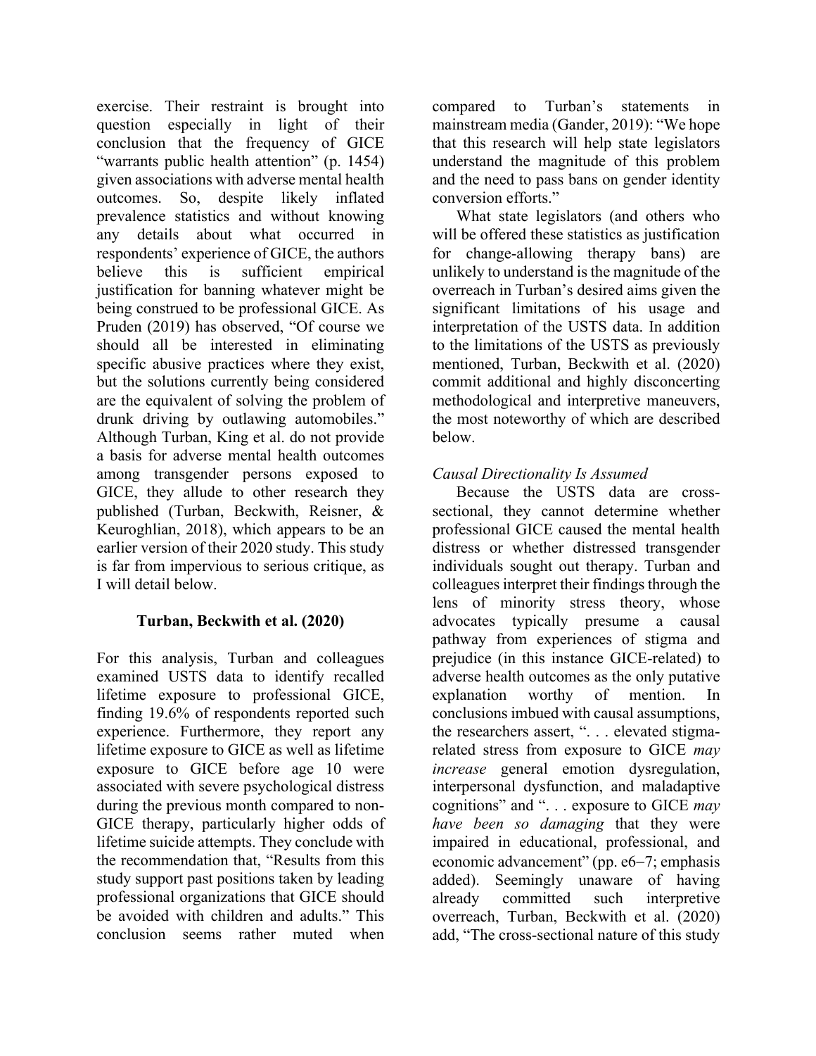exercise. Their restraint is brought into question especially in light of their conclusion that the frequency of GICE "warrants public health attention" (p. 1454) given associations with adverse mental health outcomes. So, despite likely inflated prevalence statistics and without knowing any details about what occurred in respondents' experience of GICE, the authors believe this is sufficient empirical justification for banning whatever might be being construed to be professional GICE. As Pruden (2019) has observed, "Of course we should all be interested in eliminating specific abusive practices where they exist, but the solutions currently being considered are the equivalent of solving the problem of drunk driving by outlawing automobiles." Although Turban, King et al. do not provide a basis for adverse mental health outcomes among transgender persons exposed to GICE, they allude to other research they published (Turban, Beckwith, Reisner, & Keuroghlian, 2018), which appears to be an earlier version of their 2020 study. This study is far from impervious to serious critique, as I will detail below.

### Turban, Beckwith et al. (2020)

For this analysis, Turban and colleagues examined USTS data to identify recalled lifetime exposure to professional GICE, finding 19.6% of respondents reported such experience. Furthermore, they report any lifetime exposure to GICE as well as lifetime exposure to GICE before age 10 were associated with severe psychological distress during the previous month compared to non-GICE therapy, particularly higher odds of lifetime suicide attempts. They conclude with the recommendation that, "Results from this study support past positions taken by leading professional organizations that GICE should be avoided with children and adults." This conclusion seems rather muted when compared to Turban's statements in mainstream media (Gander, 2019): "We hope that this research will help state legislators understand the magnitude of this problem and the need to pass bans on gender identity conversion efforts."

What state legislators (and others who will be offered these statistics as justification for change-allowing therapy bans) are unlikely to understand is the magnitude of the overreach in Turban's desired aims given the significant limitations of his usage and interpretation of the USTS data. In addition to the limitations of the USTS as previously mentioned, Turban, Beckwith et al. (2020) commit additional and highly disconcerting methodological and interpretive maneuvers, the most noteworthy of which are described below.

#### *Causal Directionality Is Assumed*

Because the USTS data are cross-sectional, they cannot determine whether professional GICE caused the mental health distress or whether distressed transgender individuals sought out therapy. Turban and colleagues interpret their findings through the lens of minority stress theory, whose advocates typically presume a causal pathway from experiences of stigma and prejudice (in this instance GICE-related) to adverse health outcomes as the only putative explanation worthy of mention. In conclusions imbued with causal assumptions, the researchers assert, ". . . elevated stigma-related stress from exposure to GICE *may increase* general emotion dysregulation, interpersonal dysfunction, and maladaptive cognitions" and ". . . exposure to GICE *may have been so damaging* that they were impaired in educational, professional, and economic advancement" (pp. e6–7; emphasis added). Seemingly unaware of having already committed such interpretive overreach, Turban, Beckwith et al. (2020) add, "The cross-sectional nature of this study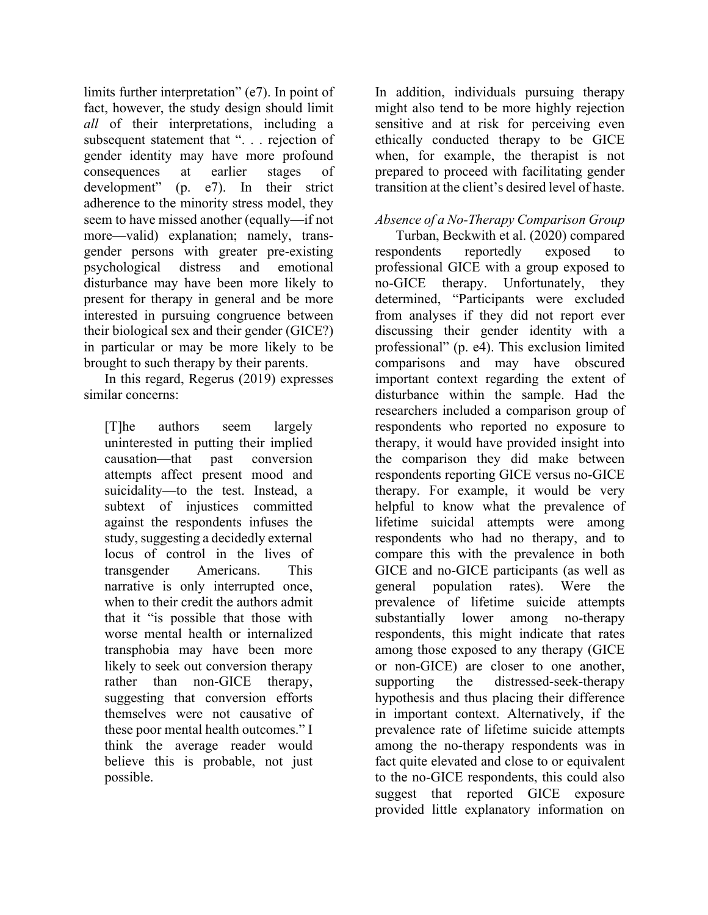limits further interpretation" (e7). In point of fact, however, the study design should limit *all* of their interpretations, including a subsequent statement that ". . . rejection of gender identity may have more profound consequences at earlier stages of development" (p. e7). In their strict adherence to the minority stress model, they seem to have missed another (equally—if not more—valid) explanation; namely, transgender persons with greater pre-existing psychological distress and emotional disturbance may have been more likely to present for therapy in general and be more interested in pursuing congruence between their biological sex and their gender (GICE?) in particular or may be more likely to be brought to such therapy by their parents.

In this regard, Regerus (2019) expresses similar concerns:

> [T]he authors seem largely uninterested in putting their implied causation—that past conversion attempts affect present mood and suicidality—to the test. Instead, a subtext of injustices committed against the respondents infuses the study, suggesting a decidedly external locus of control in the lives of transgender Americans. This narrative is only interrupted once, when to their credit the authors admit that it "is possible that those with worse mental health or internalized transphobia may have been more likely to seek out conversion therapy rather than non-GICE therapy, suggesting that conversion efforts themselves were not causative of these poor mental health outcomes." I think the average reader would believe this is probable, not just possible.

In addition, individuals pursuing therapy might also tend to be more highly rejection sensitive and at risk for perceiving even ethically conducted therapy to be GICE when, for example, the therapist is not prepared to proceed with facilitating gender transition at the client's desired level of haste.

*Absence of a No-Therapy Comparison Group*

Turban, Beckwith et al. (2020) compared respondents reportedly exposed to professional GICE with a group exposed to no-GICE therapy. Unfortunately, they determined, "Participants were excluded from analyses if they did not report ever discussing their gender identity with a professional" (p. e4). This exclusion limited comparisons and may have obscured important context regarding the extent of disturbance within the sample. Had the researchers included a comparison group of respondents who reported no exposure to therapy, it would have provided insight into the comparison they did make between respondents reporting GICE versus no-GICE therapy. For example, it would be very helpful to know what the prevalence of lifetime suicidal attempts were among respondents who had no therapy, and to compare this with the prevalence in both GICE and no-GICE participants (as well as general population rates). Were the prevalence of lifetime suicide attempts substantially lower among no-therapy respondents, this might indicate that rates among those exposed to any therapy (GICE or non-GICE) are closer to one another, supporting the distressed-seek-therapy hypothesis and thus placing their difference in important context. Alternatively, if the prevalence rate of lifetime suicide attempts among the no-therapy respondents was in fact quite elevated and close to or equivalent to the no-GICE respondents, this could also suggest that reported GICE exposure provided little explanatory information on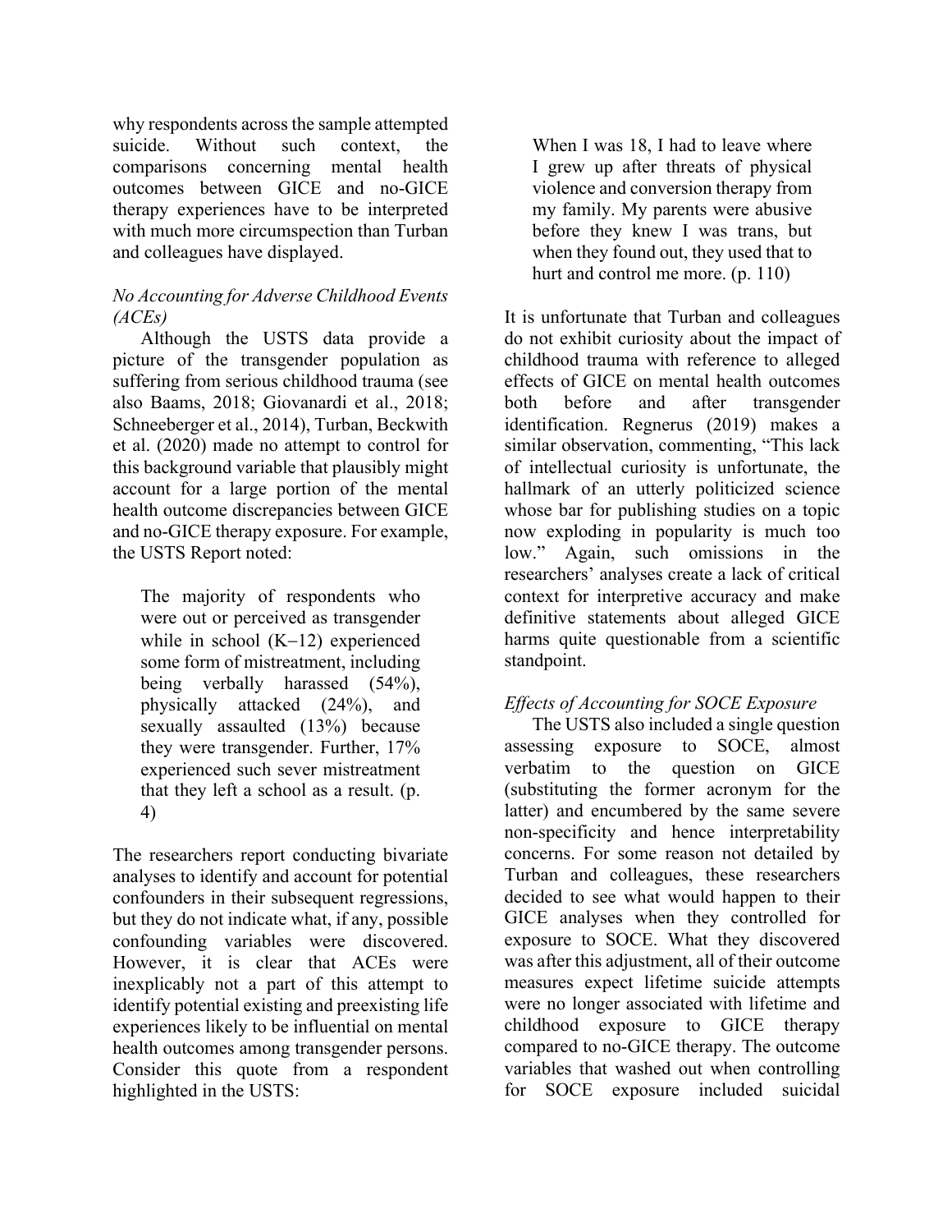why respondents across the sample attempted suicide. Without such context, the comparisons concerning mental health outcomes between GICE and no-GICE therapy experiences have to be interpreted with much more circumspection than Turban and colleagues have displayed.

*No Accounting for Adverse Childhood Events (ACEs)*

Although the USTS data provide a picture of the transgender population as suffering from serious childhood trauma (see also Baams, 2018; Giovanardi et al., 2018; Schneeberger et al., 2014), Turban, Beckwith et al. (2020) made no attempt to control for this background variable that plausibly might account for a large portion of the mental health outcome discrepancies between GICE and no-GICE therapy exposure. For example, the USTS Report noted:

> The majority of respondents who were out or perceived as transgender while in school (K−12) experienced some form of mistreatment, including being verbally harassed (54%), physically attacked (24%), and sexually assaulted (13%) because they were transgender. Further, 17% experienced such sever mistreatment that they left a school as a result. (p. 4)

The researchers report conducting bivariate analyses to identify and account for potential confounders in their subsequent regressions, but they do not indicate what, if any, possible confounding variables were discovered. However, it is clear that ACEs were inexplicably not a part of this attempt to identify potential existing and preexisting life experiences likely to be influential on mental health outcomes among transgender persons. Consider this quote from a respondent highlighted in the USTS:

> When I was 18, I had to leave where I grew up after threats of physical violence and conversion therapy from my family. My parents were abusive before they knew I was trans, but when they found out, they used that to hurt and control me more. (p. 110)

It is unfortunate that Turban and colleagues do not exhibit curiosity about the impact of childhood trauma with reference to alleged effects of GICE on mental health outcomes both before and after transgender identification. Regnerus (2019) makes a similar observation, commenting, "This lack of intellectual curiosity is unfortunate, the hallmark of an utterly politicized science whose bar for publishing studies on a topic now exploding in popularity is much too low." Again, such omissions in the researchers' analyses create a lack of critical context for interpretive accuracy and make definitive statements about alleged GICE harms quite questionable from a scientific standpoint.

*Effects of Accounting for SOCE Exposure*

The USTS also included a single question assessing exposure to SOCE, almost verbatim to the question on GICE (substituting the former acronym for the latter) and encumbered by the same severe non-specificity and hence interpretability concerns. For some reason not detailed by Turban and colleagues, these researchers decided to see what would happen to their GICE analyses when they controlled for exposure to SOCE. What they discovered was after this adjustment, all of their outcome measures expect lifetime suicide attempts were no longer associated with lifetime and childhood exposure to GICE therapy compared to no-GICE therapy. The outcome variables that washed out when controlling for SOCE exposure included suicidal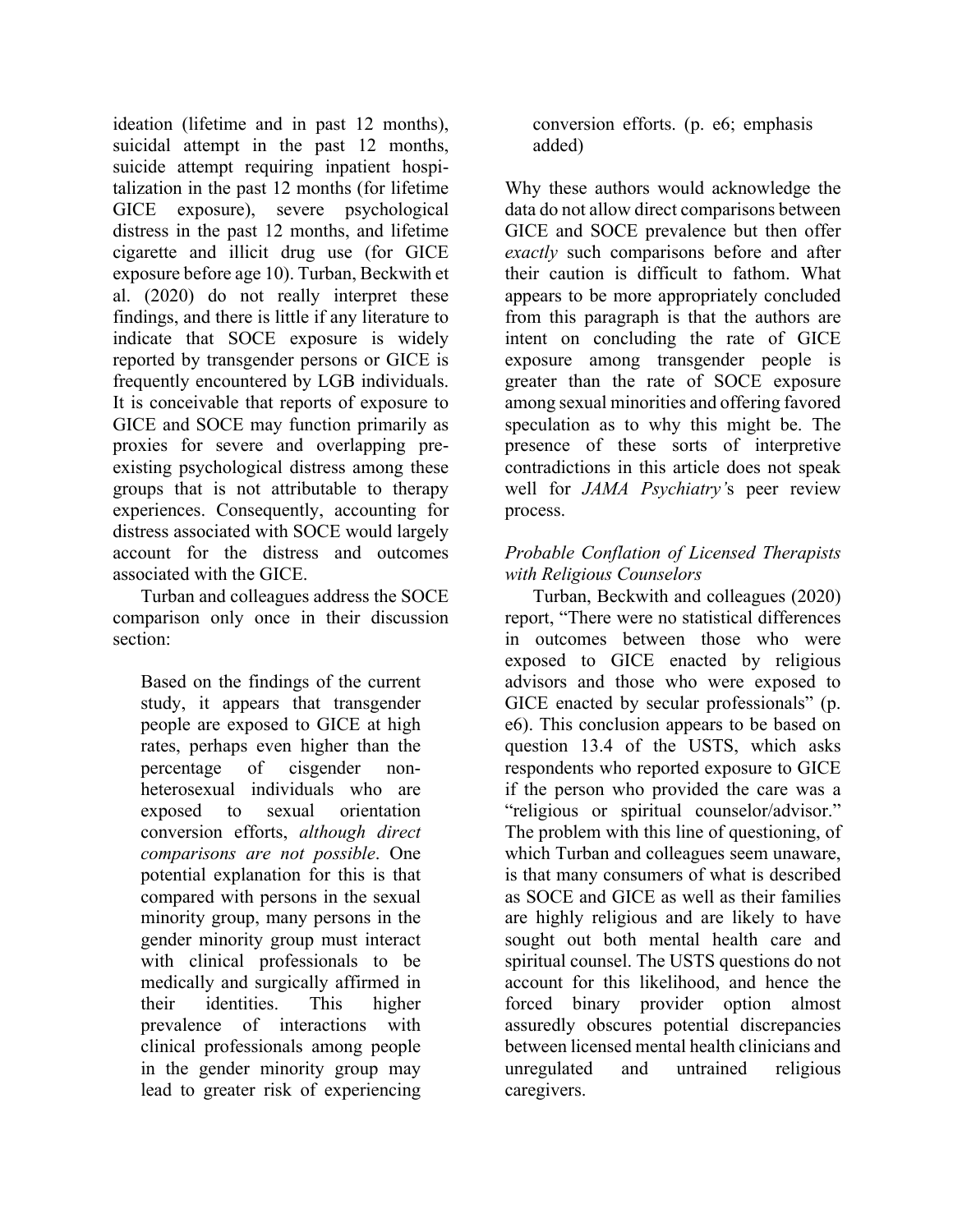ideation (lifetime and in past 12 months), suicidal attempt in the past 12 months, suicide attempt requiring inpatient hospitalization in the past 12 months (for lifetime GICE exposure), severe psychological distress in the past 12 months, and lifetime cigarette and illicit drug use (for GICE exposure before age 10). Turban, Beckwith et al. (2020) do not really interpret these findings, and there is little if any literature to indicate that SOCE exposure is widely reported by transgender persons or GICE is frequently encountered by LGB individuals. It is conceivable that reports of exposure to GICE and SOCE may function primarily as proxies for severe and overlapping pre-existing psychological distress among these groups that is not attributable to therapy experiences. Consequently, accounting for distress associated with SOCE would largely account for the distress and outcomes associated with the GICE.

Turban and colleagues address the SOCE comparison only once in their discussion section:

> Based on the findings of the current study, it appears that transgender people are exposed to GICE at high rates, perhaps even higher than the percentage of cisgender non-heterosexual individuals who are exposed to sexual orientation conversion efforts, *although direct comparisons are not possible*. One potential explanation for this is that compared with persons in the sexual minority group, many persons in the gender minority group must interact with clinical professionals to be medically and surgically affirmed in their identities. This higher prevalence of interactions with clinical professionals among people in the gender minority group may lead to greater risk of experiencing conversion efforts. (p. e6; emphasis added)

Why these authors would acknowledge the data do not allow direct comparisons between GICE and SOCE prevalence but then offer *exactly* such comparisons before and after their caution is difficult to fathom. What appears to be more appropriately concluded from this paragraph is that the authors are intent on concluding the rate of GICE exposure among transgender people is greater than the rate of SOCE exposure among sexual minorities and offering favored speculation as to why this might be. The presence of these sorts of interpretive contradictions in this article does not speak well for *JAMA Psychiatry'*s peer review process.

### *Probable Conflation of Licensed Therapists with Religious Counselors*

Turban, Beckwith and colleagues (2020) report, "There were no statistical differences in outcomes between those who were exposed to GICE enacted by religious advisors and those who were exposed to GICE enacted by secular professionals" (p. e6). This conclusion appears to be based on question 13.4 of the USTS, which asks respondents who reported exposure to GICE if the person who provided the care was a "religious or spiritual counselor/advisor." The problem with this line of questioning, of which Turban and colleagues seem unaware, is that many consumers of what is described as SOCE and GICE as well as their families are highly religious and are likely to have sought out both mental health care and spiritual counsel. The USTS questions do not account for this likelihood, and hence the forced binary provider option almost assuredly obscures potential discrepancies between licensed mental health clinicians and unregulated and untrained religious caregivers.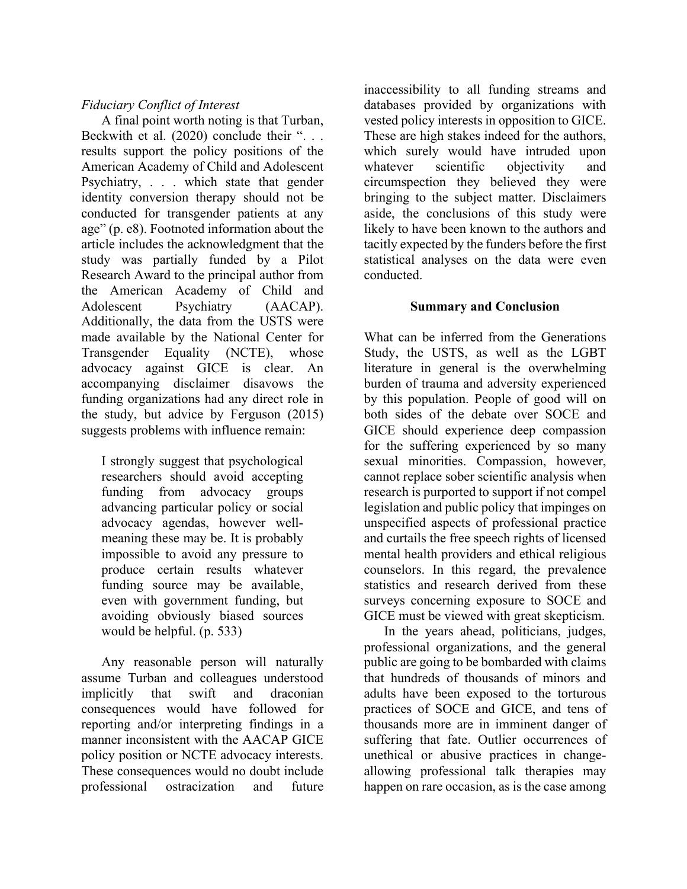*Fiduciary Conflict of Interest*

A final point worth noting is that Turban, Beckwith et al. (2020) conclude their ". . . results support the policy positions of the American Academy of Child and Adolescent Psychiatry, . . . which state that gender identity conversion therapy should not be conducted for transgender patients at any age" (p. e8). Footnoted information about the article includes the acknowledgment that the study was partially funded by a Pilot Research Award to the principal author from the American Academy of Child and Adolescent Psychiatry (AACAP). Additionally, the data from the USTS were made available by the National Center for Transgender Equality (NCTE), whose advocacy against GICE is clear. An accompanying disclaimer disavows the funding organizations had any direct role in the study, but advice by Ferguson (2015) suggests problems with influence remain:

> I strongly suggest that psychological researchers should avoid accepting funding from advocacy groups advancing particular policy or social advocacy agendas, however well-meaning these may be. It is probably impossible to avoid any pressure to produce certain results whatever funding source may be available, even with government funding, but avoiding obviously biased sources would be helpful. (p. 533)

Any reasonable person will naturally assume Turban and colleagues understood implicitly that swift and draconian consequences would have followed for reporting and/or interpreting findings in a manner inconsistent with the AACAP GICE policy position or NCTE advocacy interests. These consequences would no doubt include professional ostracization and future inaccessibility to all funding streams and databases provided by organizations with vested policy interests in opposition to GICE. These are high stakes indeed for the authors, which surely would have intruded upon whatever scientific objectivity and circumspection they believed they were bringing to the subject matter. Disclaimers aside, the conclusions of this study were likely to have been known to the authors and tacitly expected by the funders before the first statistical analyses on the data were even conducted.

## Summary and Conclusion

What can be inferred from the Generations Study, the USTS, as well as the LGBT literature in general is the overwhelming burden of trauma and adversity experienced by this population. People of good will on both sides of the debate over SOCE and GICE should experience deep compassion for the suffering experienced by so many sexual minorities. Compassion, however, cannot replace sober scientific analysis when research is purported to support if not compel legislation and public policy that impinges on unspecified aspects of professional practice and curtails the free speech rights of licensed mental health providers and ethical religious counselors. In this regard, the prevalence statistics and research derived from these surveys concerning exposure to SOCE and GICE must be viewed with great skepticism.

In the years ahead, politicians, judges, professional organizations, and the general public are going to be bombarded with claims that hundreds of thousands of minors and adults have been exposed to the torturous practices of SOCE and GICE, and tens of thousands more are in imminent danger of suffering that fate. Outlier occurrences of unethical or abusive practices in change-allowing professional talk therapies may happen on rare occasion, as is the case among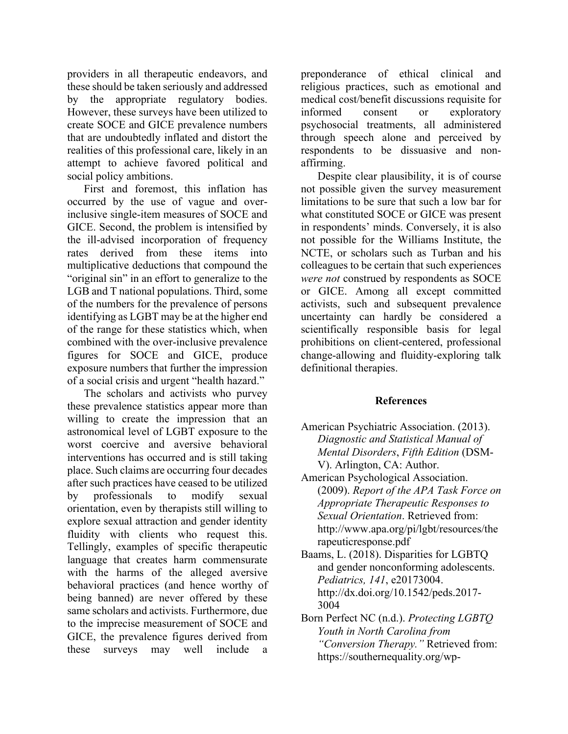providers in all therapeutic endeavors, and these should be taken seriously and addressed by the appropriate regulatory bodies. However, these surveys have been utilized to create SOCE and GICE prevalence numbers that are undoubtedly inflated and distort the realities of this professional care, likely in an attempt to achieve favored political and social policy ambitions.

First and foremost, this inflation has occurred by the use of vague and over-inclusive single-item measures of SOCE and GICE. Second, the problem is intensified by the ill-advised incorporation of frequency rates derived from these items into multiplicative deductions that compound the "original sin" in an effort to generalize to the LGB and T national populations. Third, some of the numbers for the prevalence of persons identifying as LGBT may be at the higher end of the range for these statistics which, when combined with the over-inclusive prevalence figures for SOCE and GICE, produce exposure numbers that further the impression of a social crisis and urgent "health hazard."

The scholars and activists who purvey these prevalence statistics appear more than willing to create the impression that an astronomical level of LGBT exposure to the worst coercive and aversive behavioral interventions has occurred and is still taking place. Such claims are occurring four decades after such practices have ceased to be utilized by professionals to modify sexual orientation, even by therapists still willing to explore sexual attraction and gender identity fluidity with clients who request this. Tellingly, examples of specific therapeutic language that creates harm commensurate with the harms of the alleged aversive behavioral practices (and hence worthy of being banned) are never offered by these same scholars and activists. Furthermore, due to the imprecise measurement of SOCE and GICE, the prevalence figures derived from these surveys may well include a preponderance of ethical clinical and religious practices, such as emotional and medical cost/benefit discussions requisite for informed consent or exploratory psychosocial treatments, all administered through speech alone and perceived by respondents to be dissuasive and non-affirming.

Despite clear plausibility, it is of course not possible given the survey measurement limitations to be sure that such a low bar for what constituted SOCE or GICE was present in respondents' minds. Conversely, it is also not possible for the Williams Institute, the NCTE, or scholars such as Turban and his colleagues to be certain that such experiences *were not* construed by respondents as SOCE or GICE. Among all except committed activists, such and subsequent prevalence uncertainty can hardly be considered a scientifically responsible basis for legal prohibitions on client-centered, professional change-allowing and fluidity-exploring talk definitional therapies.

## References

American Psychiatric Association. (2013). *Diagnostic and Statistical Manual of Mental Disorders*, *Fifth Edition* (DSM-V). Arlington, CA: Author.

American Psychological Association. (2009). *Report of the APA Task Force on Appropriate Therapeutic Responses to Sexual Orientation*. Retrieved from: http://www.apa.org/pi/lgbt/resources/therapeuticresponse.pdf

Baams, L. (2018). Disparities for LGBTQ and gender nonconforming adolescents. *Pediatrics, 141*, e20173004. http://dx.doi.org/10.1542/peds.2017-3004

Born Perfect NC (n.d.). *Protecting LGBTQ Youth in North Carolina from "Conversion Therapy."* Retrieved from: https://southernequality.org/wp-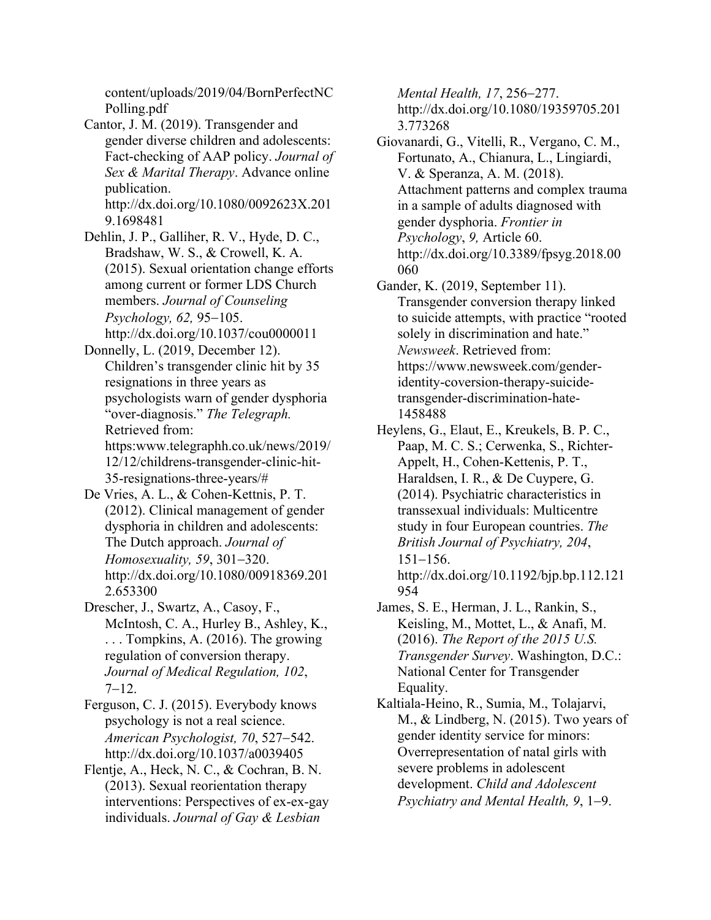content/uploads/2019/04/BornPerfectNCPolling.pdf

Cantor, J. M. (2019). Transgender and gender diverse children and adolescents: Fact-checking of AAP policy. *Journal of Sex & Marital Therapy*. Advance online publication. http://dx.doi.org/10.1080/0092623X.2019.1698481

Dehlin, J. P., Galliher, R. V., Hyde, D. C., Bradshaw, W. S., & Crowell, K. A. (2015). Sexual orientation change efforts among current or former LDS Church members. *Journal of Counseling Psychology, 62,* 95−105. http://dx.doi.org/10.1037/cou0000011

Donnelly, L. (2019, December 12). Children's transgender clinic hit by 35 resignations in three years as psychologists warn of gender dysphoria "over-diagnosis." *The Telegraph.* Retrieved from: https:www.telegraphh.co.uk/news/2019/12/12/childrens-transgender-clinic-hit-35-resignations-three-years/#

De Vries, A. L., & Cohen-Kettnis, P. T. (2012). Clinical management of gender dysphoria in children and adolescents: The Dutch approach. *Journal of Homosexuality, 59*, 301−320. http://dx.doi.org/10.1080/00918369.2012.653300

Drescher, J., Swartz, A., Casoy, F., McIntosh, C. A., Hurley B., Ashley, K., . . . Tompkins, A. (2016). The growing regulation of conversion therapy. *Journal of Medical Regulation, 102*, 7−12.

Ferguson, C. J. (2015). Everybody knows psychology is not a real science. *American Psychologist, 70*, 527−542. http://dx.doi.org/10.1037/a0039405

Flentje, A., Heck, N. C., & Cochran, B. N. (2013). Sexual reorientation therapy interventions: Perspectives of ex-ex-gay individuals. *Journal of Gay & Lesbian Mental Health, 17*, 256−277. http://dx.doi.org/10.1080/19359705.2013.773268

Giovanardi, G., Vitelli, R., Vergano, C. M., Fortunato, A., Chianura, L., Lingiardi, V. & Speranza, A. M. (2018). Attachment patterns and complex trauma in a sample of adults diagnosed with gender dysphoria. *Frontier in Psychology*, *9,* Article 60. http://dx.doi.org/10.3389/fpsyg.2018.00060

Gander, K. (2019, September 11). Transgender conversion therapy linked to suicide attempts, with practice "rooted solely in discrimination and hate." *Newsweek*. Retrieved from: https://www.newsweek.com/gender-identity-coversion-therapy-suicide-transgender-discrimination-hate-1458488

Heylens, G., Elaut, E., Kreukels, B. P. C., Paap, M. C. S.; Cerwenka, S., Richter-Appelt, H., Cohen-Kettenis, P. T., Haraldsen, I. R., & De Cuypere, G. (2014). Psychiatric characteristics in transsexual individuals: Multicentre study in four European countries. *The British Journal of Psychiatry, 204*, 151−156. http://dx.doi.org/10.1192/bjp.bp.112.121954

James, S. E., Herman, J. L., Rankin, S., Keisling, M., Mottet, L., & Anafi, M. (2016). *The Report of the 2015 U.S. Transgender Survey*. Washington, D.C.: National Center for Transgender Equality.

Kaltiala-Heino, R., Sumia, M., Tolajarvi, M., & Lindberg, N. (2015). Two years of gender identity service for minors: Overrepresentation of natal girls with severe problems in adolescent development. *Child and Adolescent Psychiatry and Mental Health, 9*, 1−9.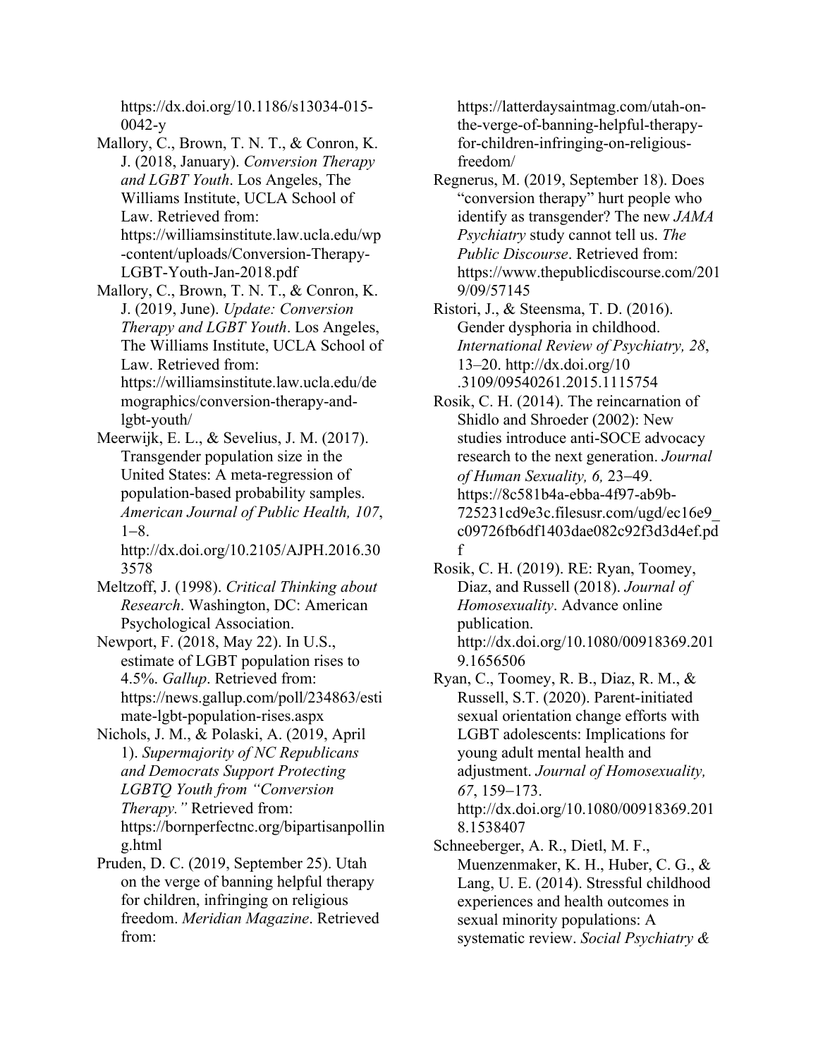https://dx.doi.org/10.1186/s13034-015-0042-y

Mallory, C., Brown, T. N. T., & Conron, K. J. (2018, January). *Conversion Therapy and LGBT Youth*. Los Angeles, The Williams Institute, UCLA School of Law. Retrieved from: https://williamsinstitute.law.ucla.edu/wp-content/uploads/Conversion-Therapy-LGBT-Youth-Jan-2018.pdf

Mallory, C., Brown, T. N. T., & Conron, K. J. (2019, June). *Update: Conversion Therapy and LGBT Youth*. Los Angeles, The Williams Institute, UCLA School of Law. Retrieved from: https://williamsinstitute.law.ucla.edu/demographics/conversion-therapy-and-lgbt-youth/

Meerwijk, E. L., & Sevelius, J. M. (2017). Transgender population size in the United States: A meta-regression of population-based probability samples. *American Journal of Public Health, 107*, 1–8. http://dx.doi.org/10.2105/AJPH.2016.303578

Meltzoff, J. (1998). *Critical Thinking about Research*. Washington, DC: American Psychological Association.

Newport, F. (2018, May 22). In U.S., estimate of LGBT population rises to 4.5%. *Gallup*. Retrieved from: https://news.gallup.com/poll/234863/estimate-lgbt-population-rises.aspx

Nichols, J. M., & Polaski, A. (2019, April 1). *Supermajority of NC Republicans and Democrats Support Protecting LGBTQ Youth from "Conversion Therapy."* Retrieved from: https://bornperfectnc.org/bipartisanpolling.html

Pruden, D. C. (2019, September 25). Utah on the verge of banning helpful therapy for children, infringing on religious freedom. *Meridian Magazine*. Retrieved from: https://latterdaysaintmag.com/utah-on-the-verge-of-banning-helpful-therapy-for-children-infringing-on-religious-freedom/

Regnerus, M. (2019, September 18). Does "conversion therapy" hurt people who identify as transgender? The new *JAMA Psychiatry* study cannot tell us. *The Public Discourse*. Retrieved from: https://www.thepublicdiscourse.com/2019/09/57145

Ristori, J., & Steensma, T. D. (2016). Gender dysphoria in childhood. *International Review of Psychiatry, 28*, 13–20. http://dx.doi.org/10.3109/09540261.2015.1115754

Rosik, C. H. (2014). The reincarnation of Shidlo and Shroeder (2002): New studies introduce anti-SOCE advocacy research to the next generation. *Journal of Human Sexuality, 6,* 23–49. https://8c581b4a-ebba-4f97-ab9b-725231cd9e3c.filesusr.com/ugd/ec16e9_c09726fb6df1403dae082c92f3d3d4ef.pdf

Rosik, C. H. (2019). RE: Ryan, Toomey, Diaz, and Russell (2018). *Journal of Homosexuality*. Advance online publication. http://dx.doi.org/10.1080/00918369.2019.1656506

Ryan, C., Toomey, R. B., Diaz, R. M., & Russell, S.T. (2020). Parent-initiated sexual orientation change efforts with LGBT adolescents: Implications for young adult mental health and adjustment. *Journal of Homosexuality, 67*, 159–173. http://dx.doi.org/10.1080/00918369.2018.1538407

Schneeberger, A. R., Dietl, M. F., Muenzenmaker, K. H., Huber, C. G., & Lang, U. E. (2014). Stressful childhood experiences and health outcomes in sexual minority populations: A systematic review. *Social Psychiatry &*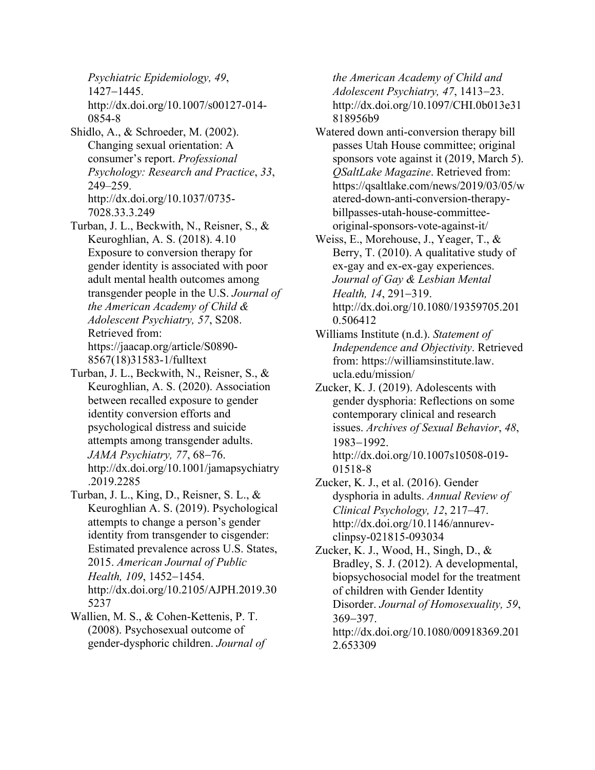*Psychiatric Epidemiology, 49*, 1427–1445. http://dx.doi.org/10.1007/s00127-014-0854-8

Shidlo, A., & Schroeder, M. (2002). Changing sexual orientation: A consumer's report. *Professional Psychology: Research and Practice*, *33*, 249–259. http://dx.doi.org/10.1037/0735-7028.33.3.249

Turban, J. L., Beckwith, N., Reisner, S., & Keuroghlian, A. S. (2018). 4.10 Exposure to conversion therapy for gender identity is associated with poor adult mental health outcomes among transgender people in the U.S. *Journal of the American Academy of Child & Adolescent Psychiatry, 57*, S208. Retrieved from: https://jaacap.org/article/S0890-8567(18)31583-1/fulltext

Turban, J. L., Beckwith, N., Reisner, S., & Keuroghlian, A. S. (2020). Association between recalled exposure to gender identity conversion efforts and psychological distress and suicide attempts among transgender adults. *JAMA Psychiatry, 77*, 68–76. http://dx.doi.org/10.1001/jamapsychiatry.2019.2285

Turban, J. L., King, D., Reisner, S. L., & Keuroghlian A. S. (2019). Psychological attempts to change a person's gender identity from transgender to cisgender: Estimated prevalence across U.S. States, 2015. *American Journal of Public Health, 109*, 1452–1454. http://dx.doi.org/10.2105/AJPH.2019.305237

Wallien, M. S., & Cohen-Kettenis, P. T. (2008). Psychosexual outcome of gender-dysphoric children. *Journal of the American Academy of Child and Adolescent Psychiatry, 47*, 1413–23. http://dx.doi.org/10.1097/CHI.0b013e31818956b9

Watered down anti-conversion therapy bill passes Utah House committee; original sponsors vote against it (2019, March 5). *QSaltLake Magazine*. Retrieved from: https://qsaltlake.com/news/2019/03/05/watered-down-anti-conversion-therapy-billpasses-utah-house-committee-original-sponsors-vote-against-it/

Weiss, E., Morehouse, J., Yeager, T., & Berry, T. (2010). A qualitative study of ex-gay and ex-ex-gay experiences. *Journal of Gay & Lesbian Mental Health, 14*, 291–319. http://dx.doi.org/10.1080/19359705.2010.506412

Williams Institute (n.d.). *Statement of Independence and Objectivity*. Retrieved from: https://williamsinstitute.law.ucla.edu/mission/

Zucker, K. J. (2019). Adolescents with gender dysphoria: Reflections on some contemporary clinical and research issues. *Archives of Sexual Behavior*, *48*, 1983–1992. http://dx.doi.org/10.1007s10508-019-01518-8

Zucker, K. J., et al. (2016). Gender dysphoria in adults. *Annual Review of Clinical Psychology, 12*, 217–47. http://dx.doi.org/10.1146/annurev-clinpsy-021815-093034

Zucker, K. J., Wood, H., Singh, D., & Bradley, S. J. (2012). A developmental, biopsychosocial model for the treatment of children with Gender Identity Disorder. *Journal of Homosexuality, 59*, 369–397. http://dx.doi.org/10.1080/00918369.2012.653309